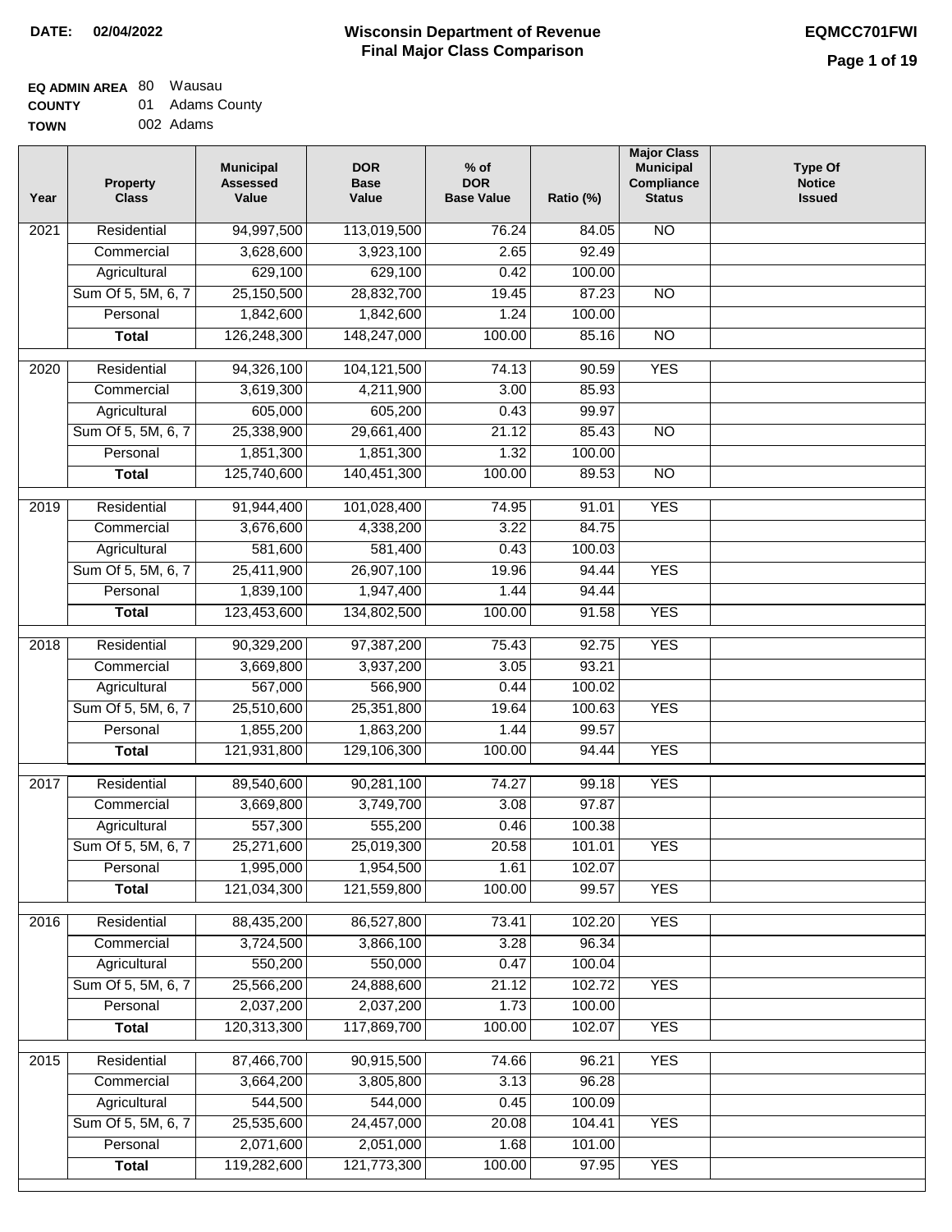**DATE: 02/04/2022**

# Wisconsin Department of Revenue
## Final Major Class Comparison

**EQMCC701FWI**

**EQ ADMIN AREA** 80 Wausau
**COUNTY** 01 Adams County
**TOWN** 002 Adams

| Year | Property Class | Municipal Assessed Value | DOR Base Value | % of DOR Base Value | Ratio (%) | Major Class Municipal Compliance Status | Type Of Notice Issued |
|---|---|---|---|---|---|---|---|
| 2021 | Residential | 94,997,500 | 113,019,500 | 76.24 | 84.05 | NO | |
| | Commercial | 3,628,600 | 3,923,100 | 2.65 | 92.49 | | |
| | Agricultural | 629,100 | 629,100 | 0.42 | 100.00 | | |
| | Sum Of 5, 5M, 6, 7 | 25,150,500 | 28,832,700 | 19.45 | 87.23 | NO | |
| | Personal | 1,842,600 | 1,842,600 | 1.24 | 100.00 | | |
| | **Total** | 126,248,300 | 148,247,000 | 100.00 | 85.16 | NO | |
| 2020 | Residential | 94,326,100 | 104,121,500 | 74.13 | 90.59 | YES | |
| | Commercial | 3,619,300 | 4,211,900 | 3.00 | 85.93 | | |
| | Agricultural | 605,000 | 605,200 | 0.43 | 99.97 | | |
| | Sum Of 5, 5M, 6, 7 | 25,338,900 | 29,661,400 | 21.12 | 85.43 | NO | |
| | Personal | 1,851,300 | 1,851,300 | 1.32 | 100.00 | | |
| | **Total** | 125,740,600 | 140,451,300 | 100.00 | 89.53 | NO | |
| 2019 | Residential | 91,944,400 | 101,028,400 | 74.95 | 91.01 | YES | |
| | Commercial | 3,676,600 | 4,338,200 | 3.22 | 84.75 | | |
| | Agricultural | 581,600 | 581,400 | 0.43 | 100.03 | | |
| | Sum Of 5, 5M, 6, 7 | 25,411,900 | 26,907,100 | 19.96 | 94.44 | YES | |
| | Personal | 1,839,100 | 1,947,400 | 1.44 | 94.44 | | |
| | **Total** | 123,453,600 | 134,802,500 | 100.00 | 91.58 | YES | |
| 2018 | Residential | 90,329,200 | 97,387,200 | 75.43 | 92.75 | YES | |
| | Commercial | 3,669,800 | 3,937,200 | 3.05 | 93.21 | | |
| | Agricultural | 567,000 | 566,900 | 0.44 | 100.02 | | |
| | Sum Of 5, 5M, 6, 7 | 25,510,600 | 25,351,800 | 19.64 | 100.63 | YES | |
| | Personal | 1,855,200 | 1,863,200 | 1.44 | 99.57 | | |
| | **Total** | 121,931,800 | 129,106,300 | 100.00 | 94.44 | YES | |
| 2017 | Residential | 89,540,600 | 90,281,100 | 74.27 | 99.18 | YES | |
| | Commercial | 3,669,800 | 3,749,700 | 3.08 | 97.87 | | |
| | Agricultural | 557,300 | 555,200 | 0.46 | 100.38 | | |
| | Sum Of 5, 5M, 6, 7 | 25,271,600 | 25,019,300 | 20.58 | 101.01 | YES | |
| | Personal | 1,995,000 | 1,954,500 | 1.61 | 102.07 | | |
| | **Total** | 121,034,300 | 121,559,800 | 100.00 | 99.57 | YES | |
| 2016 | Residential | 88,435,200 | 86,527,800 | 73.41 | 102.20 | YES | |
| | Commercial | 3,724,500 | 3,866,100 | 3.28 | 96.34 | | |
| | Agricultural | 550,200 | 550,000 | 0.47 | 100.04 | | |
| | Sum Of 5, 5M, 6, 7 | 25,566,200 | 24,888,600 | 21.12 | 102.72 | YES | |
| | Personal | 2,037,200 | 2,037,200 | 1.73 | 100.00 | | |
| | **Total** | 120,313,300 | 117,869,700 | 100.00 | 102.07 | YES | |
| 2015 | Residential | 87,466,700 | 90,915,500 | 74.66 | 96.21 | YES | |
| | Commercial | 3,664,200 | 3,805,800 | 3.13 | 96.28 | | |
| | Agricultural | 544,500 | 544,000 | 0.45 | 100.09 | | |
| | Sum Of 5, 5M, 6, 7 | 25,535,600 | 24,457,000 | 20.08 | 104.41 | YES | |
| | Personal | 2,071,600 | 2,051,000 | 1.68 | 101.00 | | |
| | **Total** | 119,282,600 | 121,773,300 | 100.00 | 97.95 | YES | |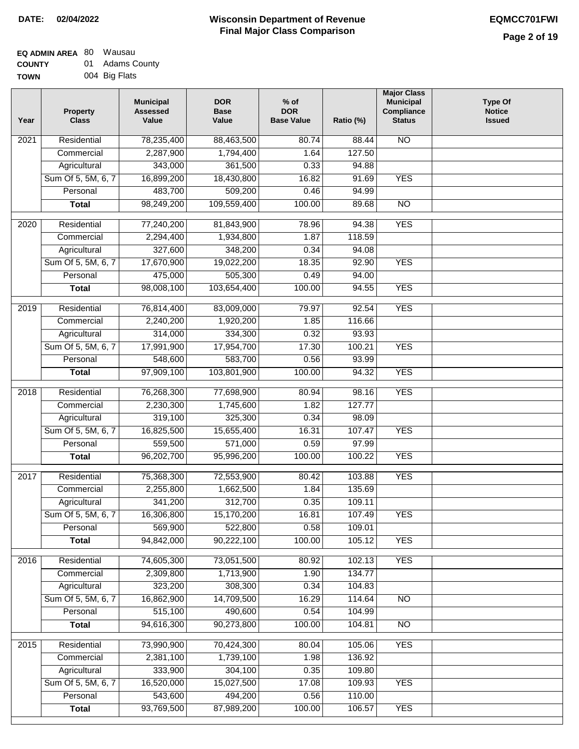**DATE: 02/04/2022**

# Wisconsin Department of Revenue
## Final Major Class Comparison

**EQMCC701FWI**

**EQ ADMIN AREA** 80 Wausau
**COUNTY** 01 Adams County
**TOWN** 004 Big Flats

| Year | Property Class | Municipal Assessed Value | DOR Base Value | % of DOR Base Value | Ratio (%) | Major Class Municipal Compliance Status | Type Of Notice Issued |
|---|---|---|---|---|---|---|---|
| 2021 | Residential | 78,235,400 | 88,463,500 | 80.74 | 88.44 | NO | |
| | Commercial | 2,287,900 | 1,794,400 | 1.64 | 127.50 | | |
| | Agricultural | 343,000 | 361,500 | 0.33 | 94.88 | | |
| | Sum Of 5, 5M, 6, 7 | 16,899,200 | 18,430,800 | 16.82 | 91.69 | YES | |
| | Personal | 483,700 | 509,200 | 0.46 | 94.99 | | |
| | **Total** | 98,249,200 | 109,559,400 | 100.00 | 89.68 | NO | |
| 2020 | Residential | 77,240,200 | 81,843,900 | 78.96 | 94.38 | YES | |
| | Commercial | 2,294,400 | 1,934,800 | 1.87 | 118.59 | | |
| | Agricultural | 327,600 | 348,200 | 0.34 | 94.08 | | |
| | Sum Of 5, 5M, 6, 7 | 17,670,900 | 19,022,200 | 18.35 | 92.90 | YES | |
| | Personal | 475,000 | 505,300 | 0.49 | 94.00 | | |
| | **Total** | 98,008,100 | 103,654,400 | 100.00 | 94.55 | YES | |
| 2019 | Residential | 76,814,400 | 83,009,000 | 79.97 | 92.54 | YES | |
| | Commercial | 2,240,200 | 1,920,200 | 1.85 | 116.66 | | |
| | Agricultural | 314,000 | 334,300 | 0.32 | 93.93 | | |
| | Sum Of 5, 5M, 6, 7 | 17,991,900 | 17,954,700 | 17.30 | 100.21 | YES | |
| | Personal | 548,600 | 583,700 | 0.56 | 93.99 | | |
| | **Total** | 97,909,100 | 103,801,900 | 100.00 | 94.32 | YES | |
| 2018 | Residential | 76,268,300 | 77,698,900 | 80.94 | 98.16 | YES | |
| | Commercial | 2,230,300 | 1,745,600 | 1.82 | 127.77 | | |
| | Agricultural | 319,100 | 325,300 | 0.34 | 98.09 | | |
| | Sum Of 5, 5M, 6, 7 | 16,825,500 | 15,655,400 | 16.31 | 107.47 | YES | |
| | Personal | 559,500 | 571,000 | 0.59 | 97.99 | | |
| | **Total** | 96,202,700 | 95,996,200 | 100.00 | 100.22 | YES | |
| 2017 | Residential | 75,368,300 | 72,553,900 | 80.42 | 103.88 | YES | |
| | Commercial | 2,255,800 | 1,662,500 | 1.84 | 135.69 | | |
| | Agricultural | 341,200 | 312,700 | 0.35 | 109.11 | | |
| | Sum Of 5, 5M, 6, 7 | 16,306,800 | 15,170,200 | 16.81 | 107.49 | YES | |
| | Personal | 569,900 | 522,800 | 0.58 | 109.01 | | |
| | **Total** | 94,842,000 | 90,222,100 | 100.00 | 105.12 | YES | |
| 2016 | Residential | 74,605,300 | 73,051,500 | 80.92 | 102.13 | YES | |
| | Commercial | 2,309,800 | 1,713,900 | 1.90 | 134.77 | | |
| | Agricultural | 323,200 | 308,300 | 0.34 | 104.83 | | |
| | Sum Of 5, 5M, 6, 7 | 16,862,900 | 14,709,500 | 16.29 | 114.64 | NO | |
| | Personal | 515,100 | 490,600 | 0.54 | 104.99 | | |
| | **Total** | 94,616,300 | 90,273,800 | 100.00 | 104.81 | NO | |
| 2015 | Residential | 73,990,900 | 70,424,300 | 80.04 | 105.06 | YES | |
| | Commercial | 2,381,100 | 1,739,100 | 1.98 | 136.92 | | |
| | Agricultural | 333,900 | 304,100 | 0.35 | 109.80 | | |
| | Sum Of 5, 5M, 6, 7 | 16,520,000 | 15,027,500 | 17.08 | 109.93 | YES | |
| | Personal | 543,600 | 494,200 | 0.56 | 110.00 | | |
| | **Total** | 93,769,500 | 87,989,200 | 100.00 | 106.57 | YES | |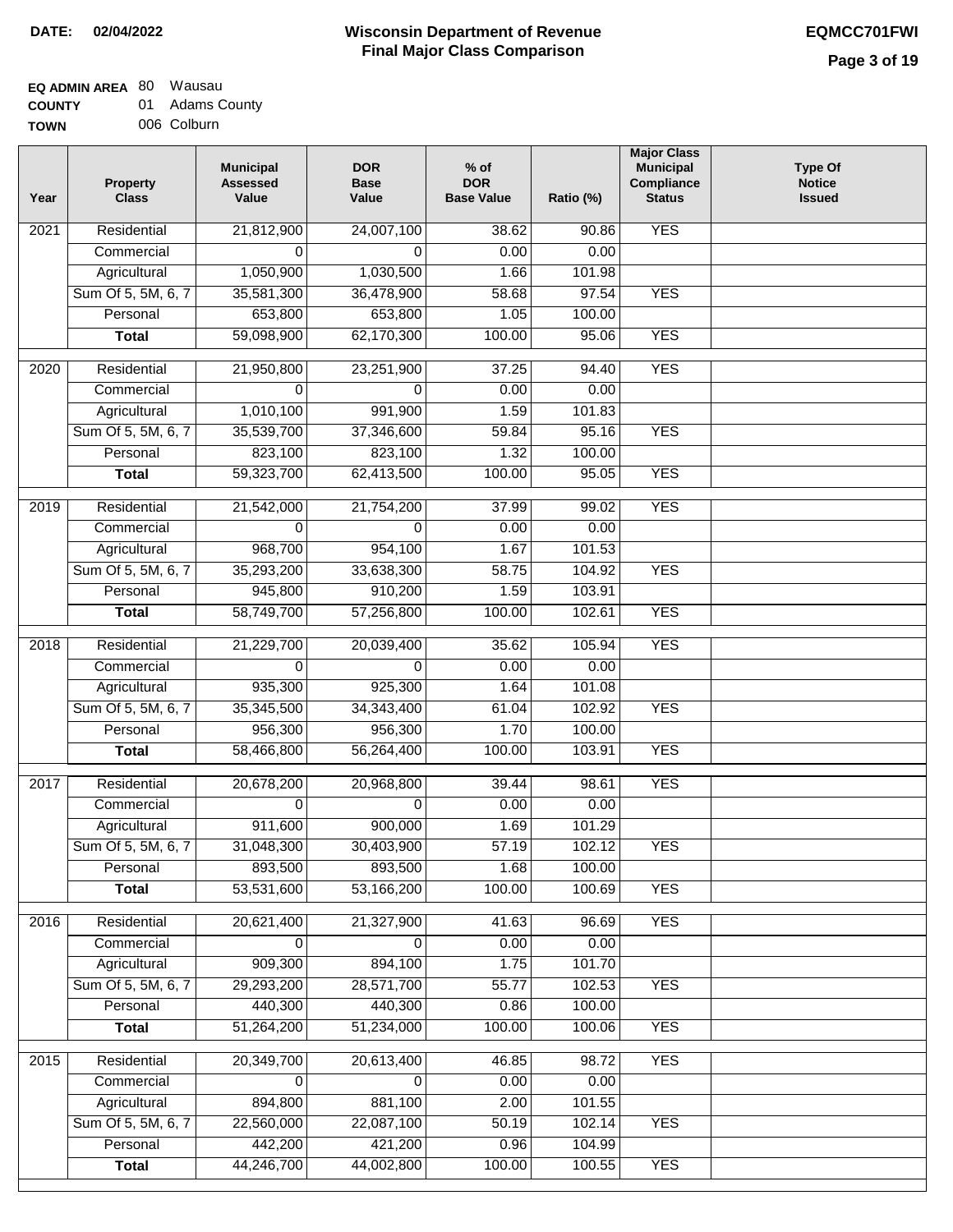**DATE: 02/04/2022**

# Wisconsin Department of Revenue
## Final Major Class Comparison

**EQMCC701FWI**

**EQ ADMIN AREA** 80 Wausau
**COUNTY** 01 Adams County
**TOWN** 006 Colburn

| Year | Property Class | Municipal Assessed Value | DOR Base Value | % of DOR Base Value | Ratio (%) | Major Class Municipal Compliance Status | Type Of Notice Issued |
|---|---|---|---|---|---|---|---|
| 2021 | Residential | 21,812,900 | 24,007,100 | 38.62 | 90.86 | YES | |
| | Commercial | 0 | 0 | 0.00 | 0.00 | | |
| | Agricultural | 1,050,900 | 1,030,500 | 1.66 | 101.98 | | |
| | Sum Of 5, 5M, 6, 7 | 35,581,300 | 36,478,900 | 58.68 | 97.54 | YES | |
| | Personal | 653,800 | 653,800 | 1.05 | 100.00 | | |
| | **Total** | 59,098,900 | 62,170,300 | 100.00 | 95.06 | YES | |
| 2020 | Residential | 21,950,800 | 23,251,900 | 37.25 | 94.40 | YES | |
| | Commercial | 0 | 0 | 0.00 | 0.00 | | |
| | Agricultural | 1,010,100 | 991,900 | 1.59 | 101.83 | | |
| | Sum Of 5, 5M, 6, 7 | 35,539,700 | 37,346,600 | 59.84 | 95.16 | YES | |
| | Personal | 823,100 | 823,100 | 1.32 | 100.00 | | |
| | **Total** | 59,323,700 | 62,413,500 | 100.00 | 95.05 | YES | |
| 2019 | Residential | 21,542,000 | 21,754,200 | 37.99 | 99.02 | YES | |
| | Commercial | 0 | 0 | 0.00 | 0.00 | | |
| | Agricultural | 968,700 | 954,100 | 1.67 | 101.53 | | |
| | Sum Of 5, 5M, 6, 7 | 35,293,200 | 33,638,300 | 58.75 | 104.92 | YES | |
| | Personal | 945,800 | 910,200 | 1.59 | 103.91 | | |
| | **Total** | 58,749,700 | 57,256,800 | 100.00 | 102.61 | YES | |
| 2018 | Residential | 21,229,700 | 20,039,400 | 35.62 | 105.94 | YES | |
| | Commercial | 0 | 0 | 0.00 | 0.00 | | |
| | Agricultural | 935,300 | 925,300 | 1.64 | 101.08 | | |
| | Sum Of 5, 5M, 6, 7 | 35,345,500 | 34,343,400 | 61.04 | 102.92 | YES | |
| | Personal | 956,300 | 956,300 | 1.70 | 100.00 | | |
| | **Total** | 58,466,800 | 56,264,400 | 100.00 | 103.91 | YES | |
| 2017 | Residential | 20,678,200 | 20,968,800 | 39.44 | 98.61 | YES | |
| | Commercial | 0 | 0 | 0.00 | 0.00 | | |
| | Agricultural | 911,600 | 900,000 | 1.69 | 101.29 | | |
| | Sum Of 5, 5M, 6, 7 | 31,048,300 | 30,403,900 | 57.19 | 102.12 | YES | |
| | Personal | 893,500 | 893,500 | 1.68 | 100.00 | | |
| | **Total** | 53,531,600 | 53,166,200 | 100.00 | 100.69 | YES | |
| 2016 | Residential | 20,621,400 | 21,327,900 | 41.63 | 96.69 | YES | |
| | Commercial | 0 | 0 | 0.00 | 0.00 | | |
| | Agricultural | 909,300 | 894,100 | 1.75 | 101.70 | | |
| | Sum Of 5, 5M, 6, 7 | 29,293,200 | 28,571,700 | 55.77 | 102.53 | YES | |
| | Personal | 440,300 | 440,300 | 0.86 | 100.00 | | |
| | **Total** | 51,264,200 | 51,234,000 | 100.00 | 100.06 | YES | |
| 2015 | Residential | 20,349,700 | 20,613,400 | 46.85 | 98.72 | YES | |
| | Commercial | 0 | 0 | 0.00 | 0.00 | | |
| | Agricultural | 894,800 | 881,100 | 2.00 | 101.55 | | |
| | Sum Of 5, 5M, 6, 7 | 22,560,000 | 22,087,100 | 50.19 | 102.14 | YES | |
| | Personal | 442,200 | 421,200 | 0.96 | 104.99 | | |
| | **Total** | 44,246,700 | 44,002,800 | 100.00 | 100.55 | YES | |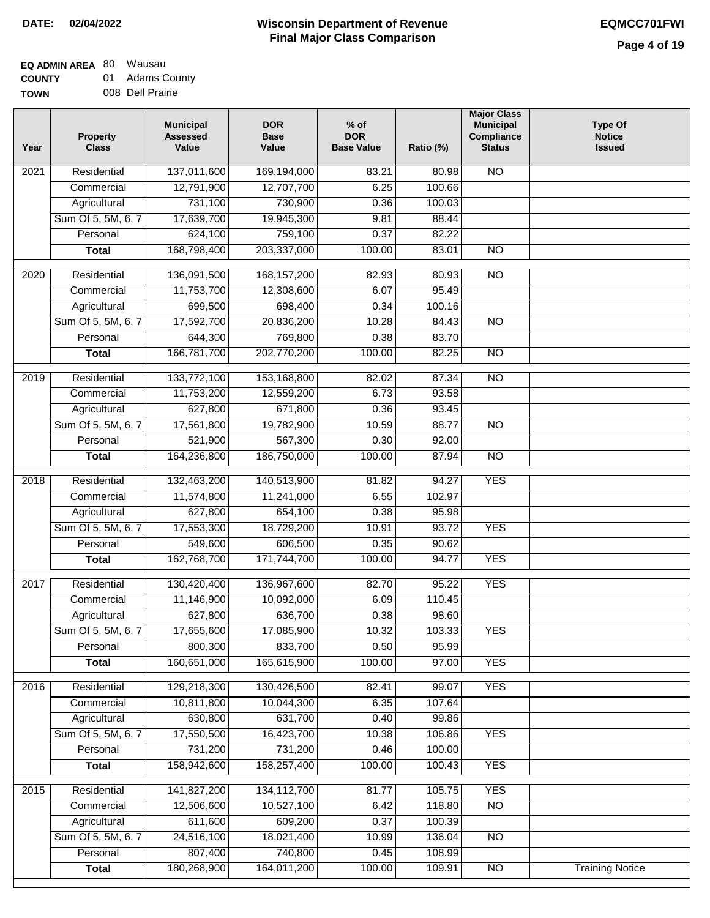**DATE: 02/04/2022**

# Wisconsin Department of Revenue
## Final Major Class Comparison

**EQMCC701FWI**

**EQ ADMIN AREA** 80 Wausau
**COUNTY** 01 Adams County
**TOWN** 008 Dell Prairie

| Year | Property Class | Municipal Assessed Value | DOR Base Value | % of DOR Base Value | Ratio (%) | Major Class Municipal Compliance Status | Type Of Notice Issued |
|---|---|---|---|---|---|---|---|
| 2021 | Residential | 137,011,600 | 169,194,000 | 83.21 | 80.98 | NO | |
| | Commercial | 12,791,900 | 12,707,700 | 6.25 | 100.66 | | |
| | Agricultural | 731,100 | 730,900 | 0.36 | 100.03 | | |
| | Sum Of 5, 5M, 6, 7 | 17,639,700 | 19,945,300 | 9.81 | 88.44 | | |
| | Personal | 624,100 | 759,100 | 0.37 | 82.22 | | |
| | **Total** | 168,798,400 | 203,337,000 | 100.00 | 83.01 | NO | |
| 2020 | Residential | 136,091,500 | 168,157,200 | 82.93 | 80.93 | NO | |
| | Commercial | 11,753,700 | 12,308,600 | 6.07 | 95.49 | | |
| | Agricultural | 699,500 | 698,400 | 0.34 | 100.16 | | |
| | Sum Of 5, 5M, 6, 7 | 17,592,700 | 20,836,200 | 10.28 | 84.43 | NO | |
| | Personal | 644,300 | 769,800 | 0.38 | 83.70 | | |
| | **Total** | 166,781,700 | 202,770,200 | 100.00 | 82.25 | NO | |
| 2019 | Residential | 133,772,100 | 153,168,800 | 82.02 | 87.34 | NO | |
| | Commercial | 11,753,200 | 12,559,200 | 6.73 | 93.58 | | |
| | Agricultural | 627,800 | 671,800 | 0.36 | 93.45 | | |
| | Sum Of 5, 5M, 6, 7 | 17,561,800 | 19,782,900 | 10.59 | 88.77 | NO | |
| | Personal | 521,900 | 567,300 | 0.30 | 92.00 | | |
| | **Total** | 164,236,800 | 186,750,000 | 100.00 | 87.94 | NO | |
| 2018 | Residential | 132,463,200 | 140,513,900 | 81.82 | 94.27 | YES | |
| | Commercial | 11,574,800 | 11,241,000 | 6.55 | 102.97 | | |
| | Agricultural | 627,800 | 654,100 | 0.38 | 95.98 | | |
| | Sum Of 5, 5M, 6, 7 | 17,553,300 | 18,729,200 | 10.91 | 93.72 | YES | |
| | Personal | 549,600 | 606,500 | 0.35 | 90.62 | | |
| | **Total** | 162,768,700 | 171,744,700 | 100.00 | 94.77 | YES | |
| 2017 | Residential | 130,420,400 | 136,967,600 | 82.70 | 95.22 | YES | |
| | Commercial | 11,146,900 | 10,092,000 | 6.09 | 110.45 | | |
| | Agricultural | 627,800 | 636,700 | 0.38 | 98.60 | | |
| | Sum Of 5, 5M, 6, 7 | 17,655,600 | 17,085,900 | 10.32 | 103.33 | YES | |
| | Personal | 800,300 | 833,700 | 0.50 | 95.99 | | |
| | **Total** | 160,651,000 | 165,615,900 | 100.00 | 97.00 | YES | |
| 2016 | Residential | 129,218,300 | 130,426,500 | 82.41 | 99.07 | YES | |
| | Commercial | 10,811,800 | 10,044,300 | 6.35 | 107.64 | | |
| | Agricultural | 630,800 | 631,700 | 0.40 | 99.86 | | |
| | Sum Of 5, 5M, 6, 7 | 17,550,500 | 16,423,700 | 10.38 | 106.86 | YES | |
| | Personal | 731,200 | 731,200 | 0.46 | 100.00 | | |
| | **Total** | 158,942,600 | 158,257,400 | 100.00 | 100.43 | YES | |
| 2015 | Residential | 141,827,200 | 134,112,700 | 81.77 | 105.75 | YES | |
| | Commercial | 12,506,600 | 10,527,100 | 6.42 | 118.80 | NO | |
| | Agricultural | 611,600 | 609,200 | 0.37 | 100.39 | | |
| | Sum Of 5, 5M, 6, 7 | 24,516,100 | 18,021,400 | 10.99 | 136.04 | NO | |
| | Personal | 807,400 | 740,800 | 0.45 | 108.99 | | |
| | **Total** | 180,268,900 | 164,011,200 | 100.00 | 109.91 | NO | Training Notice |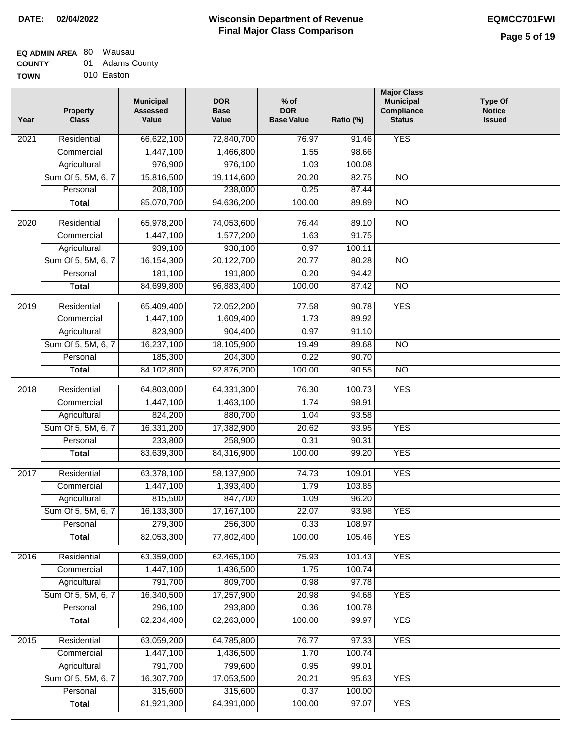**DATE:** 02/04/2022

# Wisconsin Department of Revenue
## Final Major Class Comparison

**EQMCC701FWI**

**EQ ADMIN AREA** 80 Wausau
**COUNTY** 01 Adams County
**TOWN** 010 Easton

| Year | Property Class | Municipal Assessed Value | DOR Base Value | % of DOR Base Value | Ratio (%) | Major Class Municipal Compliance Status | Type Of Notice Issued |
|---|---|---|---|---|---|---|---|
| 2021 | Residential | 66,622,100 | 72,840,700 | 76.97 | 91.46 | YES | |
| | Commercial | 1,447,100 | 1,466,800 | 1.55 | 98.66 | | |
| | Agricultural | 976,900 | 976,100 | 1.03 | 100.08 | | |
| | Sum Of 5, 5M, 6, 7 | 15,816,500 | 19,114,600 | 20.20 | 82.75 | NO | |
| | Personal | 208,100 | 238,000 | 0.25 | 87.44 | | |
| | **Total** | 85,070,700 | 94,636,200 | 100.00 | 89.89 | NO | |
| 2020 | Residential | 65,978,200 | 74,053,600 | 76.44 | 89.10 | NO | |
| | Commercial | 1,447,100 | 1,577,200 | 1.63 | 91.75 | | |
| | Agricultural | 939,100 | 938,100 | 0.97 | 100.11 | | |
| | Sum Of 5, 5M, 6, 7 | 16,154,300 | 20,122,700 | 20.77 | 80.28 | NO | |
| | Personal | 181,100 | 191,800 | 0.20 | 94.42 | | |
| | **Total** | 84,699,800 | 96,883,400 | 100.00 | 87.42 | NO | |
| 2019 | Residential | 65,409,400 | 72,052,200 | 77.58 | 90.78 | YES | |
| | Commercial | 1,447,100 | 1,609,400 | 1.73 | 89.92 | | |
| | Agricultural | 823,900 | 904,400 | 0.97 | 91.10 | | |
| | Sum Of 5, 5M, 6, 7 | 16,237,100 | 18,105,900 | 19.49 | 89.68 | NO | |
| | Personal | 185,300 | 204,300 | 0.22 | 90.70 | | |
| | **Total** | 84,102,800 | 92,876,200 | 100.00 | 90.55 | NO | |
| 2018 | Residential | 64,803,000 | 64,331,300 | 76.30 | 100.73 | YES | |
| | Commercial | 1,447,100 | 1,463,100 | 1.74 | 98.91 | | |
| | Agricultural | 824,200 | 880,700 | 1.04 | 93.58 | | |
| | Sum Of 5, 5M, 6, 7 | 16,331,200 | 17,382,900 | 20.62 | 93.95 | YES | |
| | Personal | 233,800 | 258,900 | 0.31 | 90.31 | | |
| | **Total** | 83,639,300 | 84,316,900 | 100.00 | 99.20 | YES | |
| 2017 | Residential | 63,378,100 | 58,137,900 | 74.73 | 109.01 | YES | |
| | Commercial | 1,447,100 | 1,393,400 | 1.79 | 103.85 | | |
| | Agricultural | 815,500 | 847,700 | 1.09 | 96.20 | | |
| | Sum Of 5, 5M, 6, 7 | 16,133,300 | 17,167,100 | 22.07 | 93.98 | YES | |
| | Personal | 279,300 | 256,300 | 0.33 | 108.97 | | |
| | **Total** | 82,053,300 | 77,802,400 | 100.00 | 105.46 | YES | |
| 2016 | Residential | 63,359,000 | 62,465,100 | 75.93 | 101.43 | YES | |
| | Commercial | 1,447,100 | 1,436,500 | 1.75 | 100.74 | | |
| | Agricultural | 791,700 | 809,700 | 0.98 | 97.78 | | |
| | Sum Of 5, 5M, 6, 7 | 16,340,500 | 17,257,900 | 20.98 | 94.68 | YES | |
| | Personal | 296,100 | 293,800 | 0.36 | 100.78 | | |
| | **Total** | 82,234,400 | 82,263,000 | 100.00 | 99.97 | YES | |
| 2015 | Residential | 63,059,200 | 64,785,800 | 76.77 | 97.33 | YES | |
| | Commercial | 1,447,100 | 1,436,500 | 1.70 | 100.74 | | |
| | Agricultural | 791,700 | 799,600 | 0.95 | 99.01 | | |
| | Sum Of 5, 5M, 6, 7 | 16,307,700 | 17,053,500 | 20.21 | 95.63 | YES | |
| | Personal | 315,600 | 315,600 | 0.37 | 100.00 | | |
| | **Total** | 81,921,300 | 84,391,000 | 100.00 | 97.07 | YES | |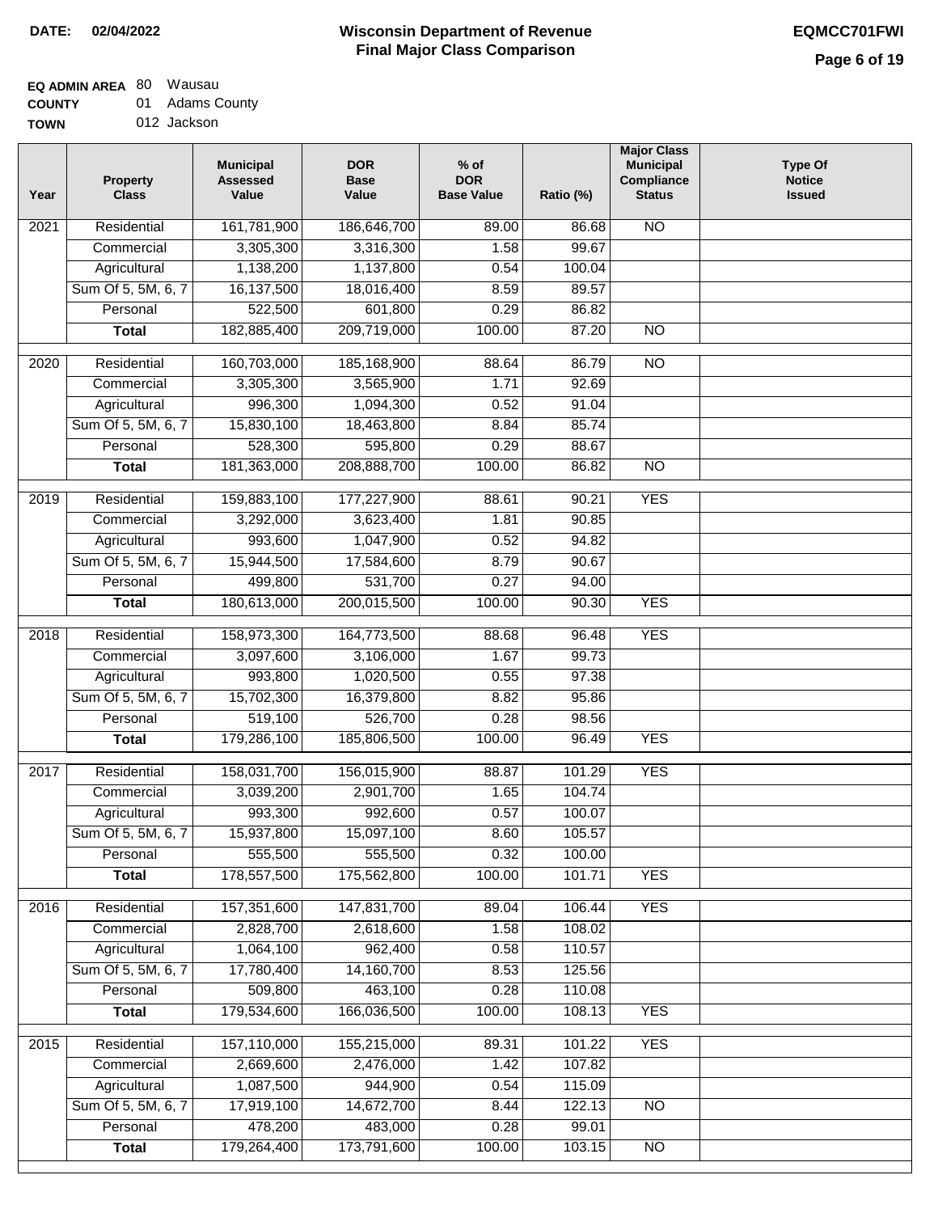**DATE: 02/04/2022**

# Wisconsin Department of Revenue
## Final Major Class Comparison

**EQMCC701FWI**

**EQ ADMIN AREA** 80 Wausau
**COUNTY** 01 Adams County
**TOWN** 012 Jackson

| Year | Property Class | Municipal Assessed Value | DOR Base Value | % of DOR Base Value | Ratio (%) | Major Class Municipal Compliance Status | Type Of Notice Issued |
|---|---|---|---|---|---|---|---|
| 2021 | Residential | 161,781,900 | 186,646,700 | 89.00 | 86.68 | NO | |
| | Commercial | 3,305,300 | 3,316,300 | 1.58 | 99.67 | | |
| | Agricultural | 1,138,200 | 1,137,800 | 0.54 | 100.04 | | |
| | Sum Of 5, 5M, 6, 7 | 16,137,500 | 18,016,400 | 8.59 | 89.57 | | |
| | Personal | 522,500 | 601,800 | 0.29 | 86.82 | | |
| | **Total** | 182,885,400 | 209,719,000 | 100.00 | 87.20 | NO | |
| 2020 | Residential | 160,703,000 | 185,168,900 | 88.64 | 86.79 | NO | |
| | Commercial | 3,305,300 | 3,565,900 | 1.71 | 92.69 | | |
| | Agricultural | 996,300 | 1,094,300 | 0.52 | 91.04 | | |
| | Sum Of 5, 5M, 6, 7 | 15,830,100 | 18,463,800 | 8.84 | 85.74 | | |
| | Personal | 528,300 | 595,800 | 0.29 | 88.67 | | |
| | **Total** | 181,363,000 | 208,888,700 | 100.00 | 86.82 | NO | |
| 2019 | Residential | 159,883,100 | 177,227,900 | 88.61 | 90.21 | YES | |
| | Commercial | 3,292,000 | 3,623,400 | 1.81 | 90.85 | | |
| | Agricultural | 993,600 | 1,047,900 | 0.52 | 94.82 | | |
| | Sum Of 5, 5M, 6, 7 | 15,944,500 | 17,584,600 | 8.79 | 90.67 | | |
| | Personal | 499,800 | 531,700 | 0.27 | 94.00 | | |
| | **Total** | 180,613,000 | 200,015,500 | 100.00 | 90.30 | YES | |
| 2018 | Residential | 158,973,300 | 164,773,500 | 88.68 | 96.48 | YES | |
| | Commercial | 3,097,600 | 3,106,000 | 1.67 | 99.73 | | |
| | Agricultural | 993,800 | 1,020,500 | 0.55 | 97.38 | | |
| | Sum Of 5, 5M, 6, 7 | 15,702,300 | 16,379,800 | 8.82 | 95.86 | | |
| | Personal | 519,100 | 526,700 | 0.28 | 98.56 | | |
| | **Total** | 179,286,100 | 185,806,500 | 100.00 | 96.49 | YES | |
| 2017 | Residential | 158,031,700 | 156,015,900 | 88.87 | 101.29 | YES | |
| | Commercial | 3,039,200 | 2,901,700 | 1.65 | 104.74 | | |
| | Agricultural | 993,300 | 992,600 | 0.57 | 100.07 | | |
| | Sum Of 5, 5M, 6, 7 | 15,937,800 | 15,097,100 | 8.60 | 105.57 | | |
| | Personal | 555,500 | 555,500 | 0.32 | 100.00 | | |
| | **Total** | 178,557,500 | 175,562,800 | 100.00 | 101.71 | YES | |
| 2016 | Residential | 157,351,600 | 147,831,700 | 89.04 | 106.44 | YES | |
| | Commercial | 2,828,700 | 2,618,600 | 1.58 | 108.02 | | |
| | Agricultural | 1,064,100 | 962,400 | 0.58 | 110.57 | | |
| | Sum Of 5, 5M, 6, 7 | 17,780,400 | 14,160,700 | 8.53 | 125.56 | | |
| | Personal | 509,800 | 463,100 | 0.28 | 110.08 | | |
| | **Total** | 179,534,600 | 166,036,500 | 100.00 | 108.13 | YES | |
| 2015 | Residential | 157,110,000 | 155,215,000 | 89.31 | 101.22 | YES | |
| | Commercial | 2,669,600 | 2,476,000 | 1.42 | 107.82 | | |
| | Agricultural | 1,087,500 | 944,900 | 0.54 | 115.09 | | |
| | Sum Of 5, 5M, 6, 7 | 17,919,100 | 14,672,700 | 8.44 | 122.13 | NO | |
| | Personal | 478,200 | 483,000 | 0.28 | 99.01 | | |
| | **Total** | 179,264,400 | 173,791,600 | 100.00 | 103.15 | NO | |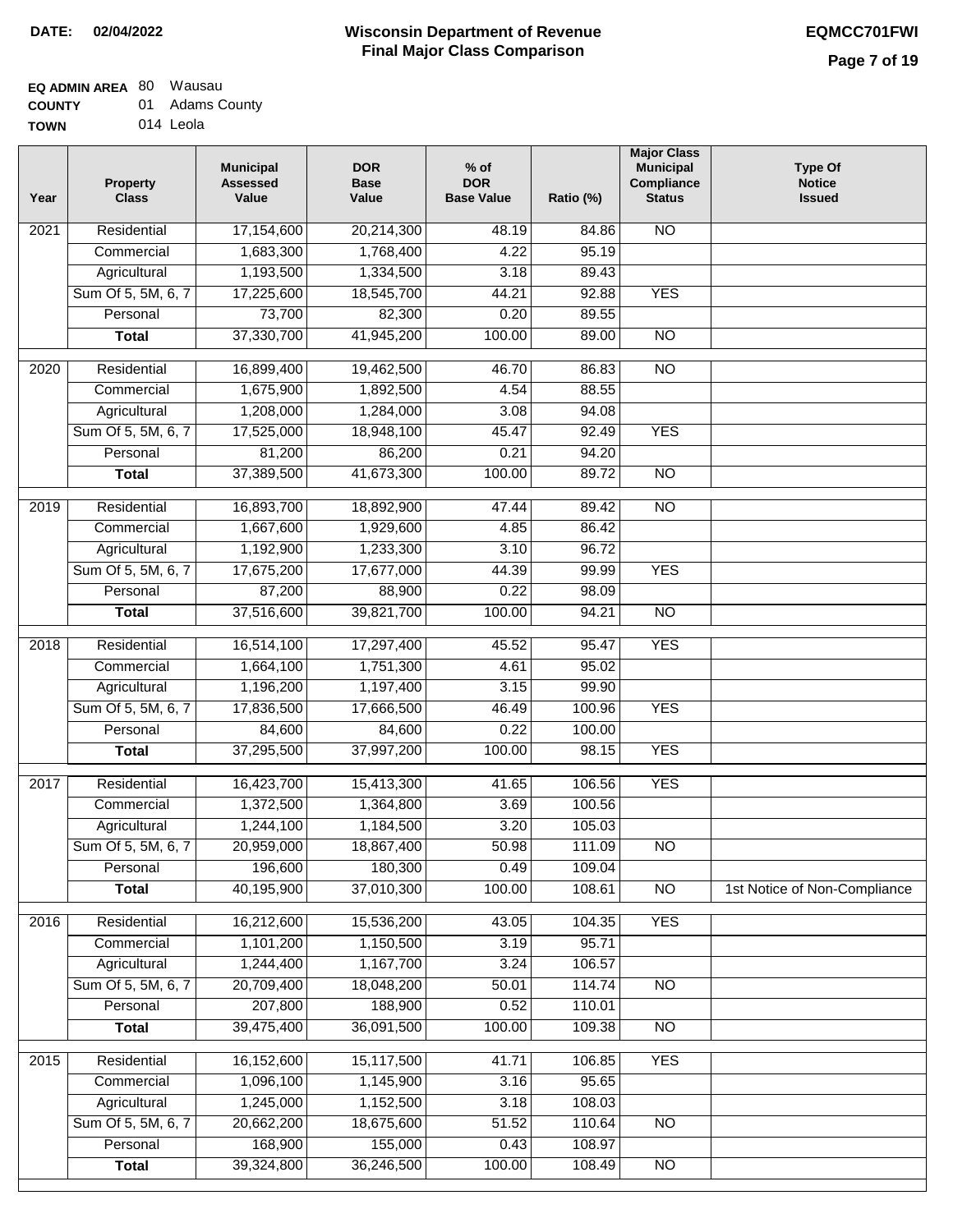**DATE: 02/04/2022**

# Wisconsin Department of Revenue
## Final Major Class Comparison

**EQMCC701FWI**

**EQ ADMIN AREA** 80 Wausau
**COUNTY** 01 Adams County
**TOWN** 014 Leola

| Year | Property Class | Municipal Assessed Value | DOR Base Value | % of DOR Base Value | Ratio (%) | Major Class Municipal Compliance Status | Type Of Notice Issued |
|---|---|---|---|---|---|---|---|
| 2021 | Residential | 17,154,600 | 20,214,300 | 48.19 | 84.86 | NO | |
| | Commercial | 1,683,300 | 1,768,400 | 4.22 | 95.19 | | |
| | Agricultural | 1,193,500 | 1,334,500 | 3.18 | 89.43 | | |
| | Sum Of 5, 5M, 6, 7 | 17,225,600 | 18,545,700 | 44.21 | 92.88 | YES | |
| | Personal | 73,700 | 82,300 | 0.20 | 89.55 | | |
| | **Total** | 37,330,700 | 41,945,200 | 100.00 | 89.00 | NO | |
| 2020 | Residential | 16,899,400 | 19,462,500 | 46.70 | 86.83 | NO | |
| | Commercial | 1,675,900 | 1,892,500 | 4.54 | 88.55 | | |
| | Agricultural | 1,208,000 | 1,284,000 | 3.08 | 94.08 | | |
| | Sum Of 5, 5M, 6, 7 | 17,525,000 | 18,948,100 | 45.47 | 92.49 | YES | |
| | Personal | 81,200 | 86,200 | 0.21 | 94.20 | | |
| | **Total** | 37,389,500 | 41,673,300 | 100.00 | 89.72 | NO | |
| 2019 | Residential | 16,893,700 | 18,892,900 | 47.44 | 89.42 | NO | |
| | Commercial | 1,667,600 | 1,929,600 | 4.85 | 86.42 | | |
| | Agricultural | 1,192,900 | 1,233,300 | 3.10 | 96.72 | | |
| | Sum Of 5, 5M, 6, 7 | 17,675,200 | 17,677,000 | 44.39 | 99.99 | YES | |
| | Personal | 87,200 | 88,900 | 0.22 | 98.09 | | |
| | **Total** | 37,516,600 | 39,821,700 | 100.00 | 94.21 | NO | |
| 2018 | Residential | 16,514,100 | 17,297,400 | 45.52 | 95.47 | YES | |
| | Commercial | 1,664,100 | 1,751,300 | 4.61 | 95.02 | | |
| | Agricultural | 1,196,200 | 1,197,400 | 3.15 | 99.90 | | |
| | Sum Of 5, 5M, 6, 7 | 17,836,500 | 17,666,500 | 46.49 | 100.96 | YES | |
| | Personal | 84,600 | 84,600 | 0.22 | 100.00 | | |
| | **Total** | 37,295,500 | 37,997,200 | 100.00 | 98.15 | YES | |
| 2017 | Residential | 16,423,700 | 15,413,300 | 41.65 | 106.56 | YES | |
| | Commercial | 1,372,500 | 1,364,800 | 3.69 | 100.56 | | |
| | Agricultural | 1,244,100 | 1,184,500 | 3.20 | 105.03 | | |
| | Sum Of 5, 5M, 6, 7 | 20,959,000 | 18,867,400 | 50.98 | 111.09 | NO | |
| | Personal | 196,600 | 180,300 | 0.49 | 109.04 | | |
| | **Total** | 40,195,900 | 37,010,300 | 100.00 | 108.61 | NO | 1st Notice of Non-Compliance |
| 2016 | Residential | 16,212,600 | 15,536,200 | 43.05 | 104.35 | YES | |
| | Commercial | 1,101,200 | 1,150,500 | 3.19 | 95.71 | | |
| | Agricultural | 1,244,400 | 1,167,700 | 3.24 | 106.57 | | |
| | Sum Of 5, 5M, 6, 7 | 20,709,400 | 18,048,200 | 50.01 | 114.74 | NO | |
| | Personal | 207,800 | 188,900 | 0.52 | 110.01 | | |
| | **Total** | 39,475,400 | 36,091,500 | 100.00 | 109.38 | NO | |
| 2015 | Residential | 16,152,600 | 15,117,500 | 41.71 | 106.85 | YES | |
| | Commercial | 1,096,100 | 1,145,900 | 3.16 | 95.65 | | |
| | Agricultural | 1,245,000 | 1,152,500 | 3.18 | 108.03 | | |
| | Sum Of 5, 5M, 6, 7 | 20,662,200 | 18,675,600 | 51.52 | 110.64 | NO | |
| | Personal | 168,900 | 155,000 | 0.43 | 108.97 | | |
| | **Total** | 39,324,800 | 36,246,500 | 100.00 | 108.49 | NO | |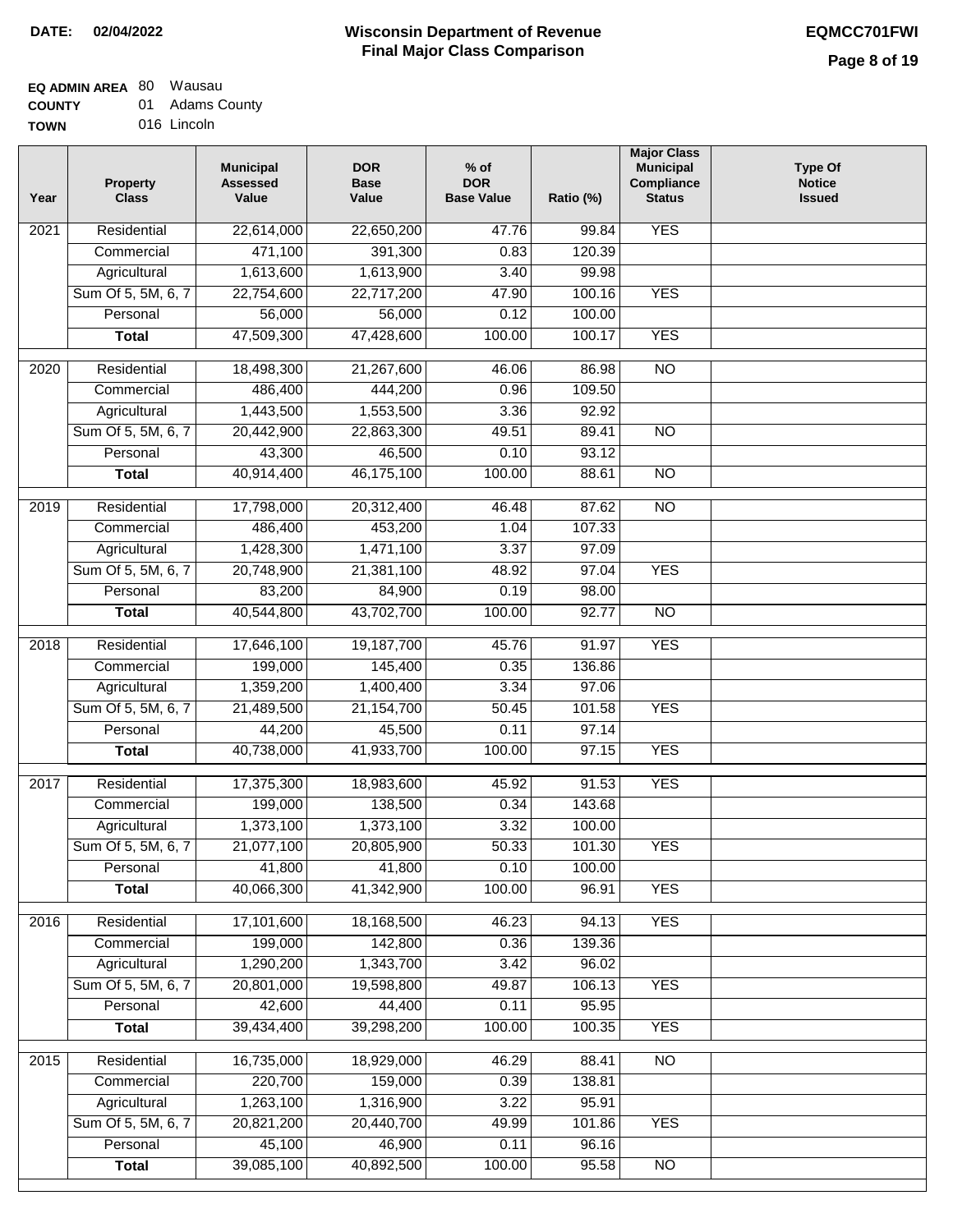**DATE:** 02/04/2022

# Wisconsin Department of Revenue
## Final Major Class Comparison

**EQMCC701FWI**

**EQ ADMIN AREA** 80 Wausau
**COUNTY** 01 Adams County
**TOWN** 016 Lincoln

| Year | Property Class | Municipal Assessed Value | DOR Base Value | % of DOR Base Value | Ratio (%) | Major Class Municipal Compliance Status | Type Of Notice Issued |
|---|---|---|---|---|---|---|---|
| 2021 | Residential | 22,614,000 | 22,650,200 | 47.76 | 99.84 | YES | |
| | Commercial | 471,100 | 391,300 | 0.83 | 120.39 | | |
| | Agricultural | 1,613,600 | 1,613,900 | 3.40 | 99.98 | | |
| | Sum Of 5, 5M, 6, 7 | 22,754,600 | 22,717,200 | 47.90 | 100.16 | YES | |
| | Personal | 56,000 | 56,000 | 0.12 | 100.00 | | |
| | **Total** | 47,509,300 | 47,428,600 | 100.00 | 100.17 | YES | |
| 2020 | Residential | 18,498,300 | 21,267,600 | 46.06 | 86.98 | NO | |
| | Commercial | 486,400 | 444,200 | 0.96 | 109.50 | | |
| | Agricultural | 1,443,500 | 1,553,500 | 3.36 | 92.92 | | |
| | Sum Of 5, 5M, 6, 7 | 20,442,900 | 22,863,300 | 49.51 | 89.41 | NO | |
| | Personal | 43,300 | 46,500 | 0.10 | 93.12 | | |
| | **Total** | 40,914,400 | 46,175,100 | 100.00 | 88.61 | NO | |
| 2019 | Residential | 17,798,000 | 20,312,400 | 46.48 | 87.62 | NO | |
| | Commercial | 486,400 | 453,200 | 1.04 | 107.33 | | |
| | Agricultural | 1,428,300 | 1,471,100 | 3.37 | 97.09 | | |
| | Sum Of 5, 5M, 6, 7 | 20,748,900 | 21,381,100 | 48.92 | 97.04 | YES | |
| | Personal | 83,200 | 84,900 | 0.19 | 98.00 | | |
| | **Total** | 40,544,800 | 43,702,700 | 100.00 | 92.77 | NO | |
| 2018 | Residential | 17,646,100 | 19,187,700 | 45.76 | 91.97 | YES | |
| | Commercial | 199,000 | 145,400 | 0.35 | 136.86 | | |
| | Agricultural | 1,359,200 | 1,400,400 | 3.34 | 97.06 | | |
| | Sum Of 5, 5M, 6, 7 | 21,489,500 | 21,154,700 | 50.45 | 101.58 | YES | |
| | Personal | 44,200 | 45,500 | 0.11 | 97.14 | | |
| | **Total** | 40,738,000 | 41,933,700 | 100.00 | 97.15 | YES | |
| 2017 | Residential | 17,375,300 | 18,983,600 | 45.92 | 91.53 | YES | |
| | Commercial | 199,000 | 138,500 | 0.34 | 143.68 | | |
| | Agricultural | 1,373,100 | 1,373,100 | 3.32 | 100.00 | | |
| | Sum Of 5, 5M, 6, 7 | 21,077,100 | 20,805,900 | 50.33 | 101.30 | YES | |
| | Personal | 41,800 | 41,800 | 0.10 | 100.00 | | |
| | **Total** | 40,066,300 | 41,342,900 | 100.00 | 96.91 | YES | |
| 2016 | Residential | 17,101,600 | 18,168,500 | 46.23 | 94.13 | YES | |
| | Commercial | 199,000 | 142,800 | 0.36 | 139.36 | | |
| | Agricultural | 1,290,200 | 1,343,700 | 3.42 | 96.02 | | |
| | Sum Of 5, 5M, 6, 7 | 20,801,000 | 19,598,800 | 49.87 | 106.13 | YES | |
| | Personal | 42,600 | 44,400 | 0.11 | 95.95 | | |
| | **Total** | 39,434,400 | 39,298,200 | 100.00 | 100.35 | YES | |
| 2015 | Residential | 16,735,000 | 18,929,000 | 46.29 | 88.41 | NO | |
| | Commercial | 220,700 | 159,000 | 0.39 | 138.81 | | |
| | Agricultural | 1,263,100 | 1,316,900 | 3.22 | 95.91 | | |
| | Sum Of 5, 5M, 6, 7 | 20,821,200 | 20,440,700 | 49.99 | 101.86 | YES | |
| | Personal | 45,100 | 46,900 | 0.11 | 96.16 | | |
| | **Total** | 39,085,100 | 40,892,500 | 100.00 | 95.58 | NO | |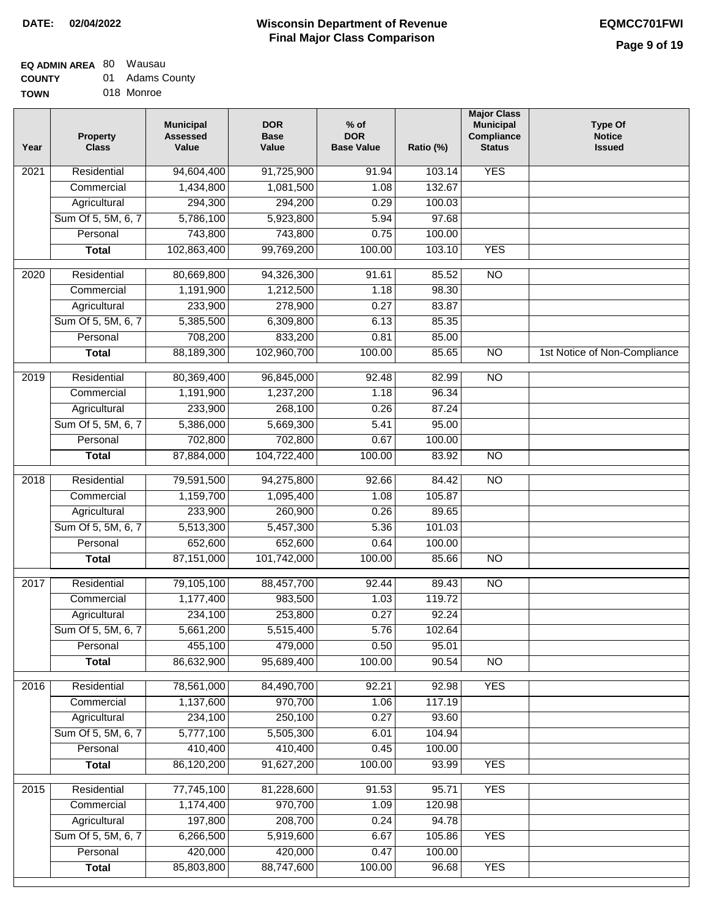**DATE: 02/04/2022**

# Wisconsin Department of Revenue
## Final Major Class Comparison

**EQMCC701FWI**

**EQ ADMIN AREA** 80 Wausau
**COUNTY** 01 Adams County
**TOWN** 018 Monroe

| Year | Property Class | Municipal Assessed Value | DOR Base Value | % of DOR Base Value | Ratio (%) | Major Class Municipal Compliance Status | Type Of Notice Issued |
|---|---|---|---|---|---|---|---|
| 2021 | Residential | 94,604,400 | 91,725,900 | 91.94 | 103.14 | YES | |
| | Commercial | 1,434,800 | 1,081,500 | 1.08 | 132.67 | | |
| | Agricultural | 294,300 | 294,200 | 0.29 | 100.03 | | |
| | Sum Of 5, 5M, 6, 7 | 5,786,100 | 5,923,800 | 5.94 | 97.68 | | |
| | Personal | 743,800 | 743,800 | 0.75 | 100.00 | | |
| | **Total** | 102,863,400 | 99,769,200 | 100.00 | 103.10 | YES | |
| 2020 | Residential | 80,669,800 | 94,326,300 | 91.61 | 85.52 | NO | |
| | Commercial | 1,191,900 | 1,212,500 | 1.18 | 98.30 | | |
| | Agricultural | 233,900 | 278,900 | 0.27 | 83.87 | | |
| | Sum Of 5, 5M, 6, 7 | 5,385,500 | 6,309,800 | 6.13 | 85.35 | | |
| | Personal | 708,200 | 833,200 | 0.81 | 85.00 | | |
| | **Total** | 88,189,300 | 102,960,700 | 100.00 | 85.65 | NO | 1st Notice of Non-Compliance |
| 2019 | Residential | 80,369,400 | 96,845,000 | 92.48 | 82.99 | NO | |
| | Commercial | 1,191,900 | 1,237,200 | 1.18 | 96.34 | | |
| | Agricultural | 233,900 | 268,100 | 0.26 | 87.24 | | |
| | Sum Of 5, 5M, 6, 7 | 5,386,000 | 5,669,300 | 5.41 | 95.00 | | |
| | Personal | 702,800 | 702,800 | 0.67 | 100.00 | | |
| | **Total** | 87,884,000 | 104,722,400 | 100.00 | 83.92 | NO | |
| 2018 | Residential | 79,591,500 | 94,275,800 | 92.66 | 84.42 | NO | |
| | Commercial | 1,159,700 | 1,095,400 | 1.08 | 105.87 | | |
| | Agricultural | 233,900 | 260,900 | 0.26 | 89.65 | | |
| | Sum Of 5, 5M, 6, 7 | 5,513,300 | 5,457,300 | 5.36 | 101.03 | | |
| | Personal | 652,600 | 652,600 | 0.64 | 100.00 | | |
| | **Total** | 87,151,000 | 101,742,000 | 100.00 | 85.66 | NO | |
| 2017 | Residential | 79,105,100 | 88,457,700 | 92.44 | 89.43 | NO | |
| | Commercial | 1,177,400 | 983,500 | 1.03 | 119.72 | | |
| | Agricultural | 234,100 | 253,800 | 0.27 | 92.24 | | |
| | Sum Of 5, 5M, 6, 7 | 5,661,200 | 5,515,400 | 5.76 | 102.64 | | |
| | Personal | 455,100 | 479,000 | 0.50 | 95.01 | | |
| | **Total** | 86,632,900 | 95,689,400 | 100.00 | 90.54 | NO | |
| 2016 | Residential | 78,561,000 | 84,490,700 | 92.21 | 92.98 | YES | |
| | Commercial | 1,137,600 | 970,700 | 1.06 | 117.19 | | |
| | Agricultural | 234,100 | 250,100 | 0.27 | 93.60 | | |
| | Sum Of 5, 5M, 6, 7 | 5,777,100 | 5,505,300 | 6.01 | 104.94 | | |
| | Personal | 410,400 | 410,400 | 0.45 | 100.00 | | |
| | **Total** | 86,120,200 | 91,627,200 | 100.00 | 93.99 | YES | |
| 2015 | Residential | 77,745,100 | 81,228,600 | 91.53 | 95.71 | YES | |
| | Commercial | 1,174,400 | 970,700 | 1.09 | 120.98 | | |
| | Agricultural | 197,800 | 208,700 | 0.24 | 94.78 | | |
| | Sum Of 5, 5M, 6, 7 | 6,266,500 | 5,919,600 | 6.67 | 105.86 | YES | |
| | Personal | 420,000 | 420,000 | 0.47 | 100.00 | | |
| | **Total** | 85,803,800 | 88,747,600 | 100.00 | 96.68 | YES | |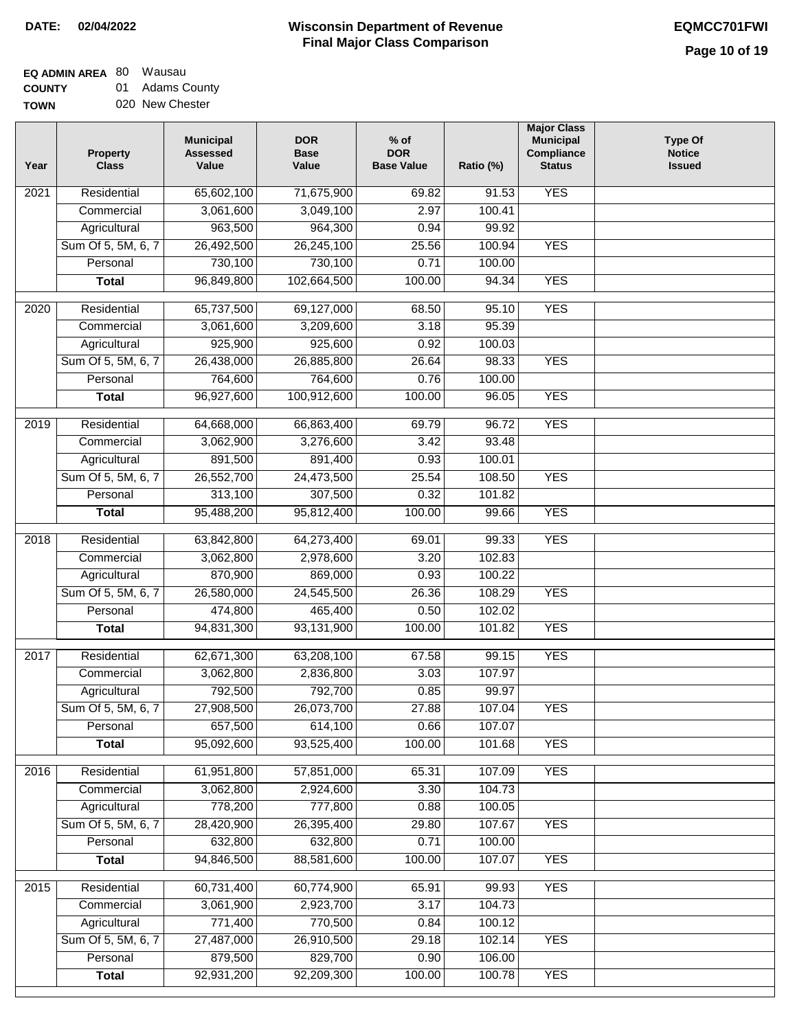**DATE:** 02/04/2022

# Wisconsin Department of Revenue
## Final Major Class Comparison

**EQMCC701FWI**

**EQ ADMIN AREA** 80 Wausau
**COUNTY** 01 Adams County
**TOWN** 020 New Chester

| Year | Property Class | Municipal Assessed Value | DOR Base Value | % of DOR Base Value | Ratio (%) | Major Class Municipal Compliance Status | Type Of Notice Issued |
|---|---|---|---|---|---|---|---|
| 2021 | Residential | 65,602,100 | 71,675,900 | 69.82 | 91.53 | YES | |
| | Commercial | 3,061,600 | 3,049,100 | 2.97 | 100.41 | | |
| | Agricultural | 963,500 | 964,300 | 0.94 | 99.92 | | |
| | Sum Of 5, 5M, 6, 7 | 26,492,500 | 26,245,100 | 25.56 | 100.94 | YES | |
| | Personal | 730,100 | 730,100 | 0.71 | 100.00 | | |
| | **Total** | 96,849,800 | 102,664,500 | 100.00 | 94.34 | YES | |
| 2020 | Residential | 65,737,500 | 69,127,000 | 68.50 | 95.10 | YES | |
| | Commercial | 3,061,600 | 3,209,600 | 3.18 | 95.39 | | |
| | Agricultural | 925,900 | 925,600 | 0.92 | 100.03 | | |
| | Sum Of 5, 5M, 6, 7 | 26,438,000 | 26,885,800 | 26.64 | 98.33 | YES | |
| | Personal | 764,600 | 764,600 | 0.76 | 100.00 | | |
| | **Total** | 96,927,600 | 100,912,600 | 100.00 | 96.05 | YES | |
| 2019 | Residential | 64,668,000 | 66,863,400 | 69.79 | 96.72 | YES | |
| | Commercial | 3,062,900 | 3,276,600 | 3.42 | 93.48 | | |
| | Agricultural | 891,500 | 891,400 | 0.93 | 100.01 | | |
| | Sum Of 5, 5M, 6, 7 | 26,552,700 | 24,473,500 | 25.54 | 108.50 | YES | |
| | Personal | 313,100 | 307,500 | 0.32 | 101.82 | | |
| | **Total** | 95,488,200 | 95,812,400 | 100.00 | 99.66 | YES | |
| 2018 | Residential | 63,842,800 | 64,273,400 | 69.01 | 99.33 | YES | |
| | Commercial | 3,062,800 | 2,978,600 | 3.20 | 102.83 | | |
| | Agricultural | 870,900 | 869,000 | 0.93 | 100.22 | | |
| | Sum Of 5, 5M, 6, 7 | 26,580,000 | 24,545,500 | 26.36 | 108.29 | YES | |
| | Personal | 474,800 | 465,400 | 0.50 | 102.02 | | |
| | **Total** | 94,831,300 | 93,131,900 | 100.00 | 101.82 | YES | |
| 2017 | Residential | 62,671,300 | 63,208,100 | 67.58 | 99.15 | YES | |
| | Commercial | 3,062,800 | 2,836,800 | 3.03 | 107.97 | | |
| | Agricultural | 792,500 | 792,700 | 0.85 | 99.97 | | |
| | Sum Of 5, 5M, 6, 7 | 27,908,500 | 26,073,700 | 27.88 | 107.04 | YES | |
| | Personal | 657,500 | 614,100 | 0.66 | 107.07 | | |
| | **Total** | 95,092,600 | 93,525,400 | 100.00 | 101.68 | YES | |
| 2016 | Residential | 61,951,800 | 57,851,000 | 65.31 | 107.09 | YES | |
| | Commercial | 3,062,800 | 2,924,600 | 3.30 | 104.73 | | |
| | Agricultural | 778,200 | 777,800 | 0.88 | 100.05 | | |
| | Sum Of 5, 5M, 6, 7 | 28,420,900 | 26,395,400 | 29.80 | 107.67 | YES | |
| | Personal | 632,800 | 632,800 | 0.71 | 100.00 | | |
| | **Total** | 94,846,500 | 88,581,600 | 100.00 | 107.07 | YES | |
| 2015 | Residential | 60,731,400 | 60,774,900 | 65.91 | 99.93 | YES | |
| | Commercial | 3,061,900 | 2,923,700 | 3.17 | 104.73 | | |
| | Agricultural | 771,400 | 770,500 | 0.84 | 100.12 | | |
| | Sum Of 5, 5M, 6, 7 | 27,487,000 | 26,910,500 | 29.18 | 102.14 | YES | |
| | Personal | 879,500 | 829,700 | 0.90 | 106.00 | | |
| | **Total** | 92,931,200 | 92,209,300 | 100.00 | 100.78 | YES | |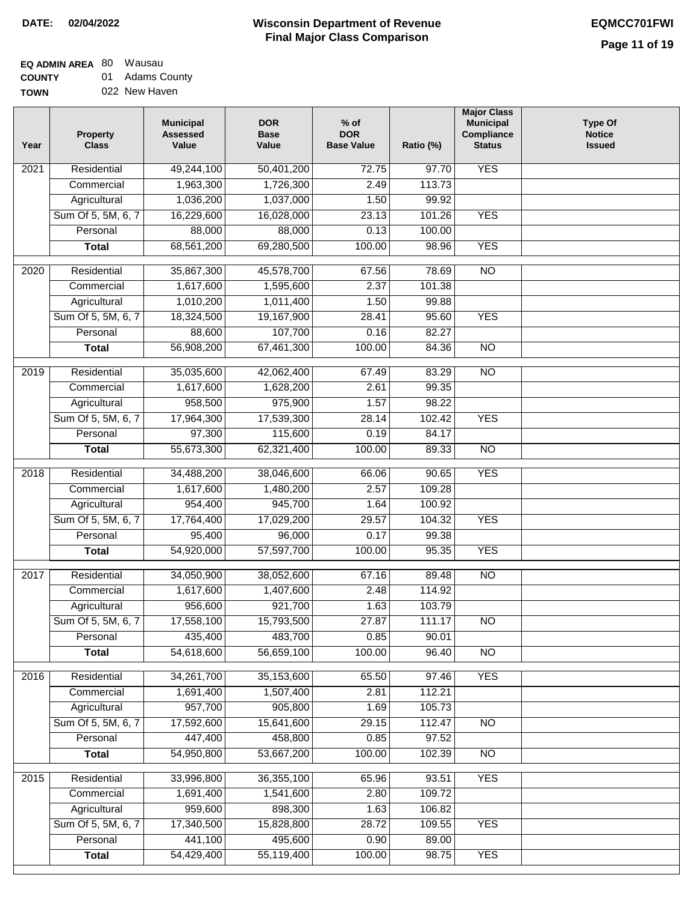**DATE: 02/04/2022**

# Wisconsin Department of Revenue
## Final Major Class Comparison

**EQMCC701FWI**

**EQ ADMIN AREA** 80 Wausau
**COUNTY** 01 Adams County
**TOWN** 022 New Haven

| Year | Property Class | Municipal Assessed Value | DOR Base Value | % of DOR Base Value | Ratio (%) | Major Class Municipal Compliance Status | Type Of Notice Issued |
|---|---|---|---|---|---|---|---|
| 2021 | Residential | 49,244,100 | 50,401,200 | 72.75 | 97.70 | YES | |
| | Commercial | 1,963,300 | 1,726,300 | 2.49 | 113.73 | | |
| | Agricultural | 1,036,200 | 1,037,000 | 1.50 | 99.92 | | |
| | Sum Of 5, 5M, 6, 7 | 16,229,600 | 16,028,000 | 23.13 | 101.26 | YES | |
| | Personal | 88,000 | 88,000 | 0.13 | 100.00 | | |
| | **Total** | 68,561,200 | 69,280,500 | 100.00 | 98.96 | YES | |
| 2020 | Residential | 35,867,300 | 45,578,700 | 67.56 | 78.69 | NO | |
| | Commercial | 1,617,600 | 1,595,600 | 2.37 | 101.38 | | |
| | Agricultural | 1,010,200 | 1,011,400 | 1.50 | 99.88 | | |
| | Sum Of 5, 5M, 6, 7 | 18,324,500 | 19,167,900 | 28.41 | 95.60 | YES | |
| | Personal | 88,600 | 107,700 | 0.16 | 82.27 | | |
| | **Total** | 56,908,200 | 67,461,300 | 100.00 | 84.36 | NO | |
| 2019 | Residential | 35,035,600 | 42,062,400 | 67.49 | 83.29 | NO | |
| | Commercial | 1,617,600 | 1,628,200 | 2.61 | 99.35 | | |
| | Agricultural | 958,500 | 975,900 | 1.57 | 98.22 | | |
| | Sum Of 5, 5M, 6, 7 | 17,964,300 | 17,539,300 | 28.14 | 102.42 | YES | |
| | Personal | 97,300 | 115,600 | 0.19 | 84.17 | | |
| | **Total** | 55,673,300 | 62,321,400 | 100.00 | 89.33 | NO | |
| 2018 | Residential | 34,488,200 | 38,046,600 | 66.06 | 90.65 | YES | |
| | Commercial | 1,617,600 | 1,480,200 | 2.57 | 109.28 | | |
| | Agricultural | 954,400 | 945,700 | 1.64 | 100.92 | | |
| | Sum Of 5, 5M, 6, 7 | 17,764,400 | 17,029,200 | 29.57 | 104.32 | YES | |
| | Personal | 95,400 | 96,000 | 0.17 | 99.38 | | |
| | **Total** | 54,920,000 | 57,597,700 | 100.00 | 95.35 | YES | |
| 2017 | Residential | 34,050,900 | 38,052,600 | 67.16 | 89.48 | NO | |
| | Commercial | 1,617,600 | 1,407,600 | 2.48 | 114.92 | | |
| | Agricultural | 956,600 | 921,700 | 1.63 | 103.79 | | |
| | Sum Of 5, 5M, 6, 7 | 17,558,100 | 15,793,500 | 27.87 | 111.17 | NO | |
| | Personal | 435,400 | 483,700 | 0.85 | 90.01 | | |
| | **Total** | 54,618,600 | 56,659,100 | 100.00 | 96.40 | NO | |
| 2016 | Residential | 34,261,700 | 35,153,600 | 65.50 | 97.46 | YES | |
| | Commercial | 1,691,400 | 1,507,400 | 2.81 | 112.21 | | |
| | Agricultural | 957,700 | 905,800 | 1.69 | 105.73 | | |
| | Sum Of 5, 5M, 6, 7 | 17,592,600 | 15,641,600 | 29.15 | 112.47 | NO | |
| | Personal | 447,400 | 458,800 | 0.85 | 97.52 | | |
| | **Total** | 54,950,800 | 53,667,200 | 100.00 | 102.39 | NO | |
| 2015 | Residential | 33,996,800 | 36,355,100 | 65.96 | 93.51 | YES | |
| | Commercial | 1,691,400 | 1,541,600 | 2.80 | 109.72 | | |
| | Agricultural | 959,600 | 898,300 | 1.63 | 106.82 | | |
| | Sum Of 5, 5M, 6, 7 | 17,340,500 | 15,828,800 | 28.72 | 109.55 | YES | |
| | Personal | 441,100 | 495,600 | 0.90 | 89.00 | | |
| | **Total** | 54,429,400 | 55,119,400 | 100.00 | 98.75 | YES | |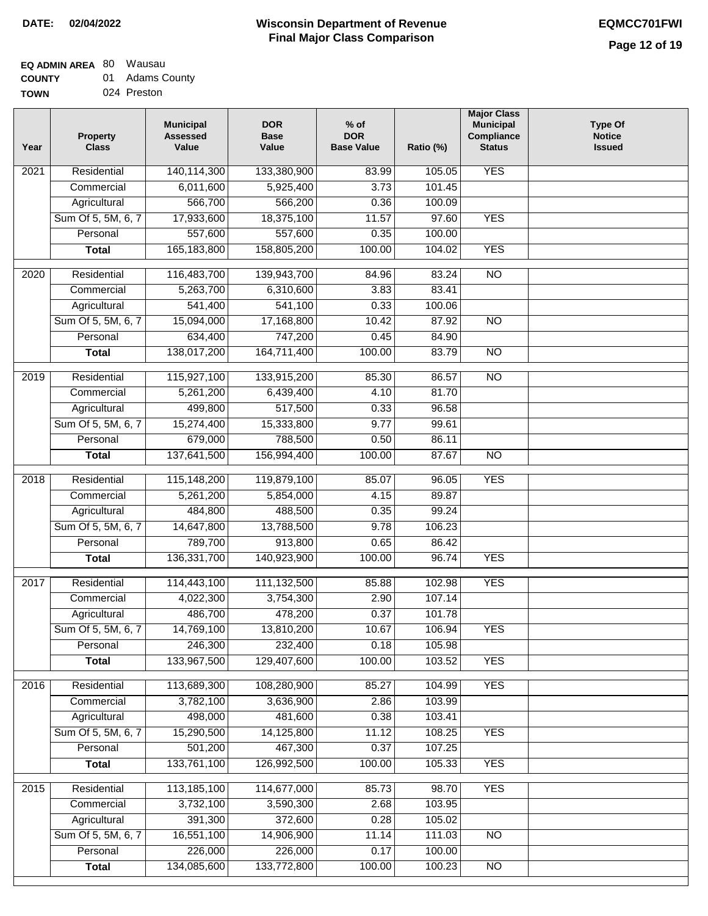**DATE: 02/04/2022**

# Wisconsin Department of Revenue
## Final Major Class Comparison

**EQMCC701FWI**

**EQ ADMIN AREA** 80 Wausau
**COUNTY** 01 Adams County
**TOWN** 024 Preston

| Year | Property Class | Municipal Assessed Value | DOR Base Value | % of DOR Base Value | Ratio (%) | Major Class Municipal Compliance Status | Type Of Notice Issued |
|---|---|---|---|---|---|---|---|
| 2021 | Residential | 140,114,300 | 133,380,900 | 83.99 | 105.05 | YES | |
| | Commercial | 6,011,600 | 5,925,400 | 3.73 | 101.45 | | |
| | Agricultural | 566,700 | 566,200 | 0.36 | 100.09 | | |
| | Sum Of 5, 5M, 6, 7 | 17,933,600 | 18,375,100 | 11.57 | 97.60 | YES | |
| | Personal | 557,600 | 557,600 | 0.35 | 100.00 | | |
| | **Total** | 165,183,800 | 158,805,200 | 100.00 | 104.02 | YES | |
| 2020 | Residential | 116,483,700 | 139,943,700 | 84.96 | 83.24 | NO | |
| | Commercial | 5,263,700 | 6,310,600 | 3.83 | 83.41 | | |
| | Agricultural | 541,400 | 541,100 | 0.33 | 100.06 | | |
| | Sum Of 5, 5M, 6, 7 | 15,094,000 | 17,168,800 | 10.42 | 87.92 | NO | |
| | Personal | 634,400 | 747,200 | 0.45 | 84.90 | | |
| | **Total** | 138,017,200 | 164,711,400 | 100.00 | 83.79 | NO | |
| 2019 | Residential | 115,927,100 | 133,915,200 | 85.30 | 86.57 | NO | |
| | Commercial | 5,261,200 | 6,439,400 | 4.10 | 81.70 | | |
| | Agricultural | 499,800 | 517,500 | 0.33 | 96.58 | | |
| | Sum Of 5, 5M, 6, 7 | 15,274,400 | 15,333,800 | 9.77 | 99.61 | | |
| | Personal | 679,000 | 788,500 | 0.50 | 86.11 | | |
| | **Total** | 137,641,500 | 156,994,400 | 100.00 | 87.67 | NO | |
| 2018 | Residential | 115,148,200 | 119,879,100 | 85.07 | 96.05 | YES | |
| | Commercial | 5,261,200 | 5,854,000 | 4.15 | 89.87 | | |
| | Agricultural | 484,800 | 488,500 | 0.35 | 99.24 | | |
| | Sum Of 5, 5M, 6, 7 | 14,647,800 | 13,788,500 | 9.78 | 106.23 | | |
| | Personal | 789,700 | 913,800 | 0.65 | 86.42 | | |
| | **Total** | 136,331,700 | 140,923,900 | 100.00 | 96.74 | YES | |
| 2017 | Residential | 114,443,100 | 111,132,500 | 85.88 | 102.98 | YES | |
| | Commercial | 4,022,300 | 3,754,300 | 2.90 | 107.14 | | |
| | Agricultural | 486,700 | 478,200 | 0.37 | 101.78 | | |
| | Sum Of 5, 5M, 6, 7 | 14,769,100 | 13,810,200 | 10.67 | 106.94 | YES | |
| | Personal | 246,300 | 232,400 | 0.18 | 105.98 | | |
| | **Total** | 133,967,500 | 129,407,600 | 100.00 | 103.52 | YES | |
| 2016 | Residential | 113,689,300 | 108,280,900 | 85.27 | 104.99 | YES | |
| | Commercial | 3,782,100 | 3,636,900 | 2.86 | 103.99 | | |
| | Agricultural | 498,000 | 481,600 | 0.38 | 103.41 | | |
| | Sum Of 5, 5M, 6, 7 | 15,290,500 | 14,125,800 | 11.12 | 108.25 | YES | |
| | Personal | 501,200 | 467,300 | 0.37 | 107.25 | | |
| | **Total** | 133,761,100 | 126,992,500 | 100.00 | 105.33 | YES | |
| 2015 | Residential | 113,185,100 | 114,677,000 | 85.73 | 98.70 | YES | |
| | Commercial | 3,732,100 | 3,590,300 | 2.68 | 103.95 | | |
| | Agricultural | 391,300 | 372,600 | 0.28 | 105.02 | | |
| | Sum Of 5, 5M, 6, 7 | 16,551,100 | 14,906,900 | 11.14 | 111.03 | NO | |
| | Personal | 226,000 | 226,000 | 0.17 | 100.00 | | |
| | **Total** | 134,085,600 | 133,772,800 | 100.00 | 100.23 | NO | |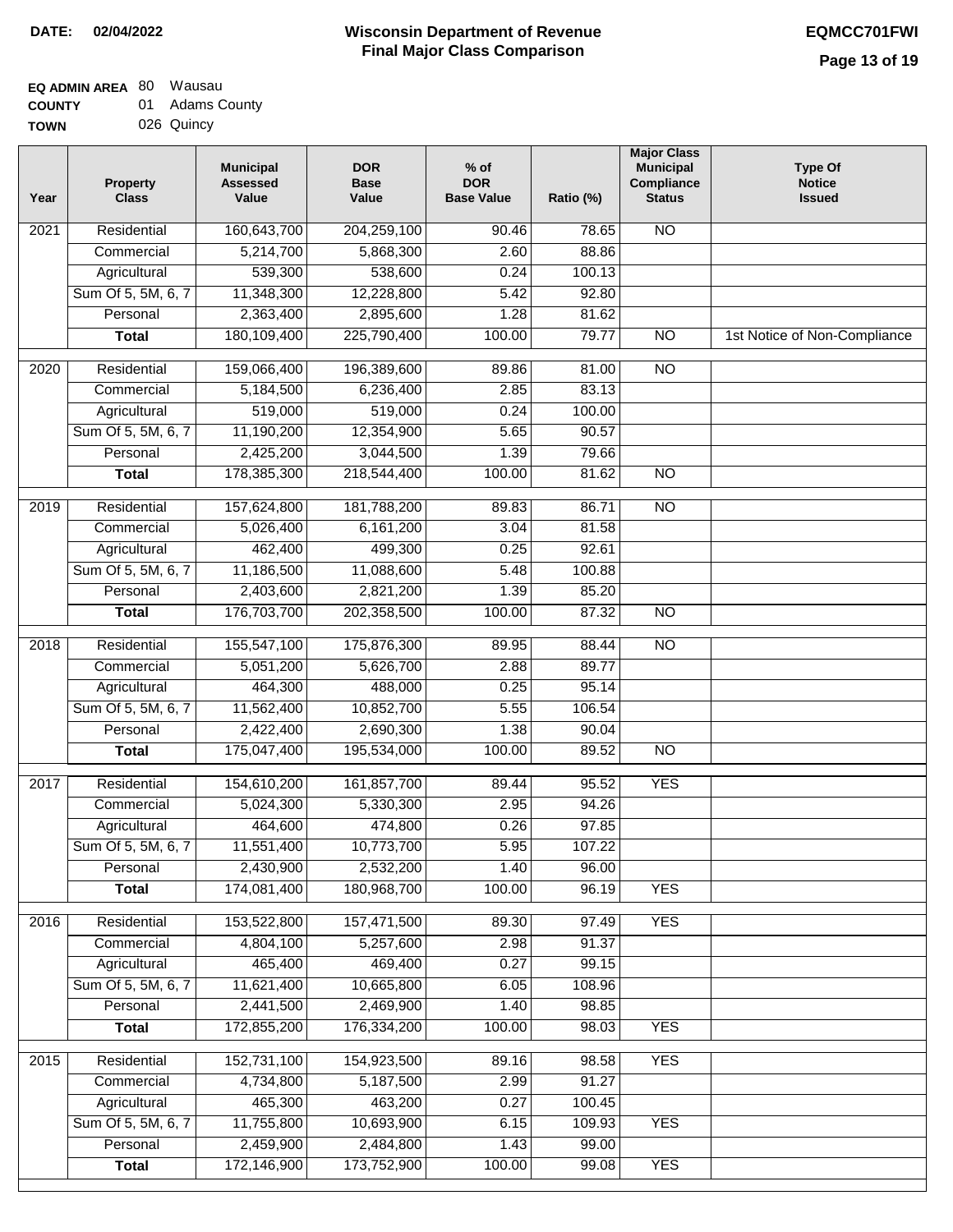**DATE: 02/04/2022**

# Wisconsin Department of Revenue
## Final Major Class Comparison

**EQMCC701FWI**

**EQ ADMIN AREA** 80 Wausau
**COUNTY** 01 Adams County
**TOWN** 026 Quincy

| Year | Property Class | Municipal Assessed Value | DOR Base Value | % of DOR Base Value | Ratio (%) | Major Class Municipal Compliance Status | Type Of Notice Issued |
|---|---|---|---|---|---|---|---|
| 2021 | Residential | 160,643,700 | 204,259,100 | 90.46 | 78.65 | NO | |
| | Commercial | 5,214,700 | 5,868,300 | 2.60 | 88.86 | | |
| | Agricultural | 539,300 | 538,600 | 0.24 | 100.13 | | |
| | Sum Of 5, 5M, 6, 7 | 11,348,300 | 12,228,800 | 5.42 | 92.80 | | |
| | Personal | 2,363,400 | 2,895,600 | 1.28 | 81.62 | | |
| | **Total** | 180,109,400 | 225,790,400 | 100.00 | 79.77 | NO | 1st Notice of Non-Compliance |
| 2020 | Residential | 159,066,400 | 196,389,600 | 89.86 | 81.00 | NO | |
| | Commercial | 5,184,500 | 6,236,400 | 2.85 | 83.13 | | |
| | Agricultural | 519,000 | 519,000 | 0.24 | 100.00 | | |
| | Sum Of 5, 5M, 6, 7 | 11,190,200 | 12,354,900 | 5.65 | 90.57 | | |
| | Personal | 2,425,200 | 3,044,500 | 1.39 | 79.66 | | |
| | **Total** | 178,385,300 | 218,544,400 | 100.00 | 81.62 | NO | |
| 2019 | Residential | 157,624,800 | 181,788,200 | 89.83 | 86.71 | NO | |
| | Commercial | 5,026,400 | 6,161,200 | 3.04 | 81.58 | | |
| | Agricultural | 462,400 | 499,300 | 0.25 | 92.61 | | |
| | Sum Of 5, 5M, 6, 7 | 11,186,500 | 11,088,600 | 5.48 | 100.88 | | |
| | Personal | 2,403,600 | 2,821,200 | 1.39 | 85.20 | | |
| | **Total** | 176,703,700 | 202,358,500 | 100.00 | 87.32 | NO | |
| 2018 | Residential | 155,547,100 | 175,876,300 | 89.95 | 88.44 | NO | |
| | Commercial | 5,051,200 | 5,626,700 | 2.88 | 89.77 | | |
| | Agricultural | 464,300 | 488,000 | 0.25 | 95.14 | | |
| | Sum Of 5, 5M, 6, 7 | 11,562,400 | 10,852,700 | 5.55 | 106.54 | | |
| | Personal | 2,422,400 | 2,690,300 | 1.38 | 90.04 | | |
| | **Total** | 175,047,400 | 195,534,000 | 100.00 | 89.52 | NO | |
| 2017 | Residential | 154,610,200 | 161,857,700 | 89.44 | 95.52 | YES | |
| | Commercial | 5,024,300 | 5,330,300 | 2.95 | 94.26 | | |
| | Agricultural | 464,600 | 474,800 | 0.26 | 97.85 | | |
| | Sum Of 5, 5M, 6, 7 | 11,551,400 | 10,773,700 | 5.95 | 107.22 | | |
| | Personal | 2,430,900 | 2,532,200 | 1.40 | 96.00 | | |
| | **Total** | 174,081,400 | 180,968,700 | 100.00 | 96.19 | YES | |
| 2016 | Residential | 153,522,800 | 157,471,500 | 89.30 | 97.49 | YES | |
| | Commercial | 4,804,100 | 5,257,600 | 2.98 | 91.37 | | |
| | Agricultural | 465,400 | 469,400 | 0.27 | 99.15 | | |
| | Sum Of 5, 5M, 6, 7 | 11,621,400 | 10,665,800 | 6.05 | 108.96 | | |
| | Personal | 2,441,500 | 2,469,900 | 1.40 | 98.85 | | |
| | **Total** | 172,855,200 | 176,334,200 | 100.00 | 98.03 | YES | |
| 2015 | Residential | 152,731,100 | 154,923,500 | 89.16 | 98.58 | YES | |
| | Commercial | 4,734,800 | 5,187,500 | 2.99 | 91.27 | | |
| | Agricultural | 465,300 | 463,200 | 0.27 | 100.45 | | |
| | Sum Of 5, 5M, 6, 7 | 11,755,800 | 10,693,900 | 6.15 | 109.93 | YES | |
| | Personal | 2,459,900 | 2,484,800 | 1.43 | 99.00 | | |
| | **Total** | 172,146,900 | 173,752,900 | 100.00 | 99.08 | YES | |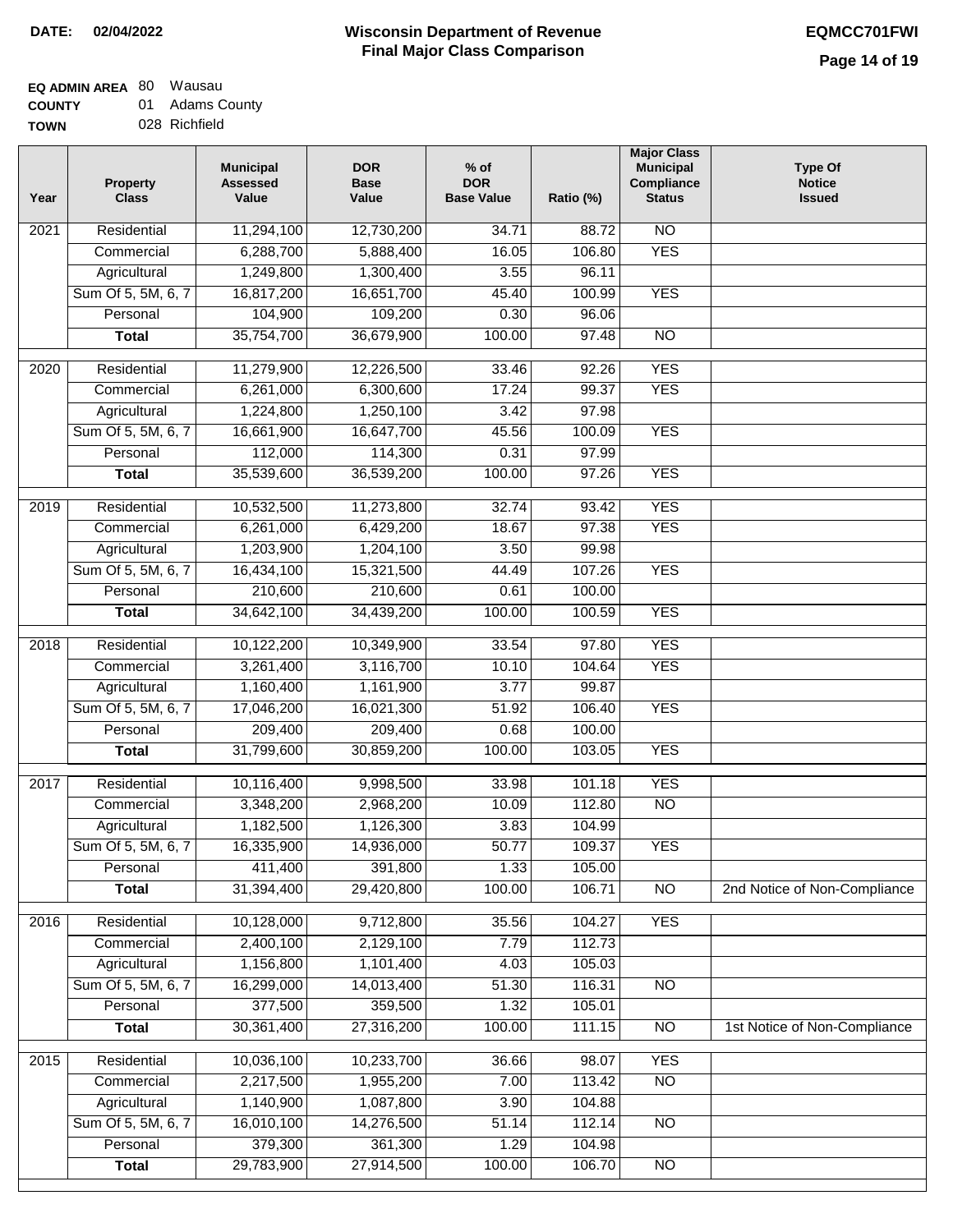**DATE: 02/04/2022**

# Wisconsin Department of Revenue
## Final Major Class Comparison

**EQMCC701FWI**

**EQ ADMIN AREA** 80 Wausau
**COUNTY** 01 Adams County
**TOWN** 028 Richfield

| Year | Property Class | Municipal Assessed Value | DOR Base Value | % of DOR Base Value | Ratio (%) | Major Class Municipal Compliance Status | Type Of Notice Issued |
|---|---|---|---|---|---|---|---|
| 2021 | Residential | 11,294,100 | 12,730,200 | 34.71 | 88.72 | NO | |
| | Commercial | 6,288,700 | 5,888,400 | 16.05 | 106.80 | YES | |
| | Agricultural | 1,249,800 | 1,300,400 | 3.55 | 96.11 | | |
| | Sum Of 5, 5M, 6, 7 | 16,817,200 | 16,651,700 | 45.40 | 100.99 | YES | |
| | Personal | 104,900 | 109,200 | 0.30 | 96.06 | | |
| | **Total** | 35,754,700 | 36,679,900 | 100.00 | 97.48 | NO | |
| 2020 | Residential | 11,279,900 | 12,226,500 | 33.46 | 92.26 | YES | |
| | Commercial | 6,261,000 | 6,300,600 | 17.24 | 99.37 | YES | |
| | Agricultural | 1,224,800 | 1,250,100 | 3.42 | 97.98 | | |
| | Sum Of 5, 5M, 6, 7 | 16,661,900 | 16,647,700 | 45.56 | 100.09 | YES | |
| | Personal | 112,000 | 114,300 | 0.31 | 97.99 | | |
| | **Total** | 35,539,600 | 36,539,200 | 100.00 | 97.26 | YES | |
| 2019 | Residential | 10,532,500 | 11,273,800 | 32.74 | 93.42 | YES | |
| | Commercial | 6,261,000 | 6,429,200 | 18.67 | 97.38 | YES | |
| | Agricultural | 1,203,900 | 1,204,100 | 3.50 | 99.98 | | |
| | Sum Of 5, 5M, 6, 7 | 16,434,100 | 15,321,500 | 44.49 | 107.26 | YES | |
| | Personal | 210,600 | 210,600 | 0.61 | 100.00 | | |
| | **Total** | 34,642,100 | 34,439,200 | 100.00 | 100.59 | YES | |
| 2018 | Residential | 10,122,200 | 10,349,900 | 33.54 | 97.80 | YES | |
| | Commercial | 3,261,400 | 3,116,700 | 10.10 | 104.64 | YES | |
| | Agricultural | 1,160,400 | 1,161,900 | 3.77 | 99.87 | | |
| | Sum Of 5, 5M, 6, 7 | 17,046,200 | 16,021,300 | 51.92 | 106.40 | YES | |
| | Personal | 209,400 | 209,400 | 0.68 | 100.00 | | |
| | **Total** | 31,799,600 | 30,859,200 | 100.00 | 103.05 | YES | |
| 2017 | Residential | 10,116,400 | 9,998,500 | 33.98 | 101.18 | YES | |
| | Commercial | 3,348,200 | 2,968,200 | 10.09 | 112.80 | NO | |
| | Agricultural | 1,182,500 | 1,126,300 | 3.83 | 104.99 | | |
| | Sum Of 5, 5M, 6, 7 | 16,335,900 | 14,936,000 | 50.77 | 109.37 | YES | |
| | Personal | 411,400 | 391,800 | 1.33 | 105.00 | | |
| | **Total** | 31,394,400 | 29,420,800 | 100.00 | 106.71 | NO | 2nd Notice of Non-Compliance |
| 2016 | Residential | 10,128,000 | 9,712,800 | 35.56 | 104.27 | YES | |
| | Commercial | 2,400,100 | 2,129,100 | 7.79 | 112.73 | | |
| | Agricultural | 1,156,800 | 1,101,400 | 4.03 | 105.03 | | |
| | Sum Of 5, 5M, 6, 7 | 16,299,000 | 14,013,400 | 51.30 | 116.31 | NO | |
| | Personal | 377,500 | 359,500 | 1.32 | 105.01 | | |
| | **Total** | 30,361,400 | 27,316,200 | 100.00 | 111.15 | NO | 1st Notice of Non-Compliance |
| 2015 | Residential | 10,036,100 | 10,233,700 | 36.66 | 98.07 | YES | |
| | Commercial | 2,217,500 | 1,955,200 | 7.00 | 113.42 | NO | |
| | Agricultural | 1,140,900 | 1,087,800 | 3.90 | 104.88 | | |
| | Sum Of 5, 5M, 6, 7 | 16,010,100 | 14,276,500 | 51.14 | 112.14 | NO | |
| | Personal | 379,300 | 361,300 | 1.29 | 104.98 | | |
| | **Total** | 29,783,900 | 27,914,500 | 100.00 | 106.70 | NO | |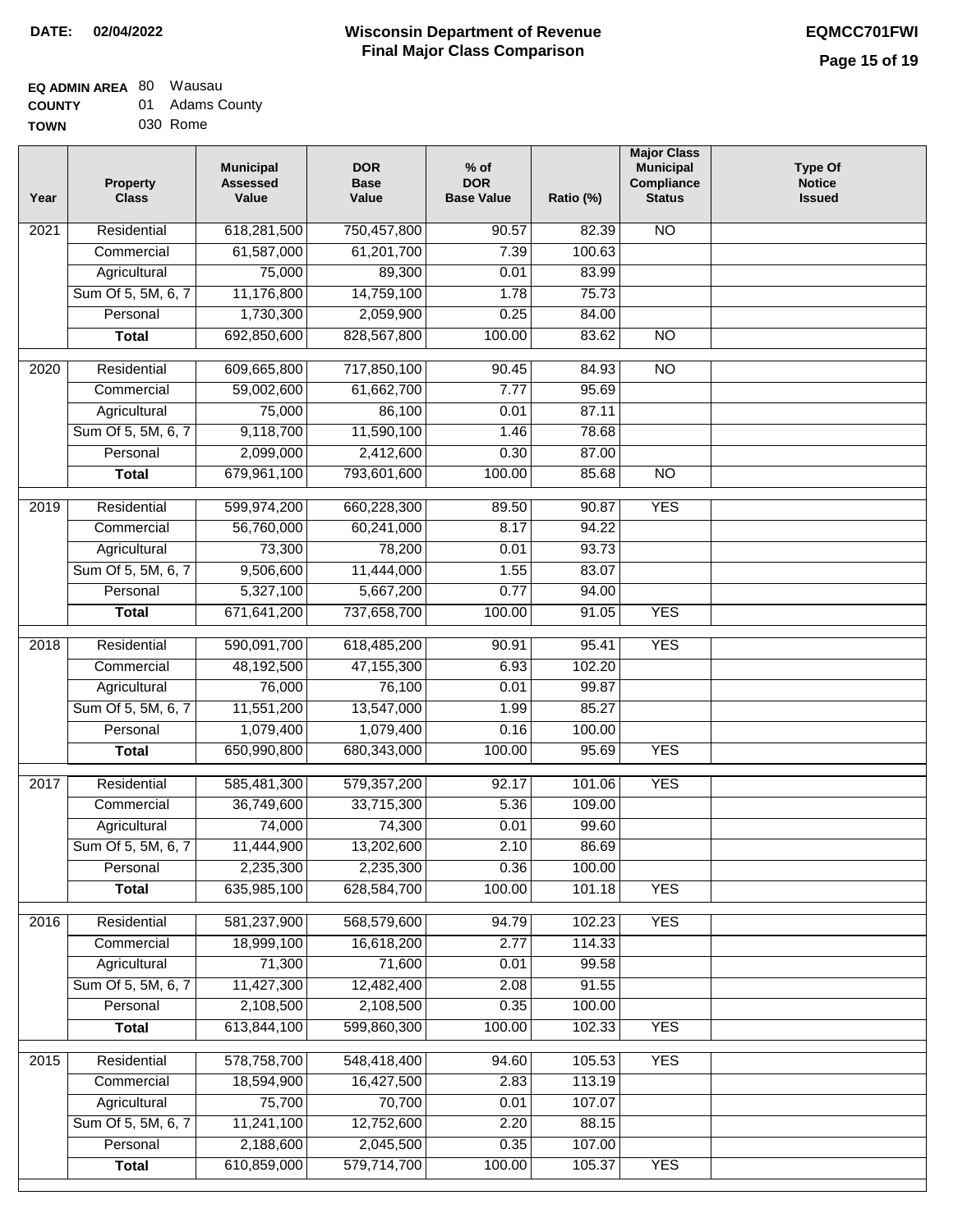**DATE: 02/04/2022**

# Wisconsin Department of Revenue
## Final Major Class Comparison

**EQMCC701FWI**

**EQ ADMIN AREA** 80 Wausau
**COUNTY** 01 Adams County
**TOWN** 030 Rome

| Year | Property Class | Municipal Assessed Value | DOR Base Value | % of DOR Base Value | Ratio (%) | Major Class Municipal Compliance Status | Type Of Notice Issued |
|---|---|---|---|---|---|---|---|
| 2021 | Residential | 618,281,500 | 750,457,800 | 90.57 | 82.39 | NO | |
| | Commercial | 61,587,000 | 61,201,700 | 7.39 | 100.63 | | |
| | Agricultural | 75,000 | 89,300 | 0.01 | 83.99 | | |
| | Sum Of 5, 5M, 6, 7 | 11,176,800 | 14,759,100 | 1.78 | 75.73 | | |
| | Personal | 1,730,300 | 2,059,900 | 0.25 | 84.00 | | |
| | **Total** | 692,850,600 | 828,567,800 | 100.00 | 83.62 | NO | |
| 2020 | Residential | 609,665,800 | 717,850,100 | 90.45 | 84.93 | NO | |
| | Commercial | 59,002,600 | 61,662,700 | 7.77 | 95.69 | | |
| | Agricultural | 75,000 | 86,100 | 0.01 | 87.11 | | |
| | Sum Of 5, 5M, 6, 7 | 9,118,700 | 11,590,100 | 1.46 | 78.68 | | |
| | Personal | 2,099,000 | 2,412,600 | 0.30 | 87.00 | | |
| | **Total** | 679,961,100 | 793,601,600 | 100.00 | 85.68 | NO | |
| 2019 | Residential | 599,974,200 | 660,228,300 | 89.50 | 90.87 | YES | |
| | Commercial | 56,760,000 | 60,241,000 | 8.17 | 94.22 | | |
| | Agricultural | 73,300 | 78,200 | 0.01 | 93.73 | | |
| | Sum Of 5, 5M, 6, 7 | 9,506,600 | 11,444,000 | 1.55 | 83.07 | | |
| | Personal | 5,327,100 | 5,667,200 | 0.77 | 94.00 | | |
| | **Total** | 671,641,200 | 737,658,700 | 100.00 | 91.05 | YES | |
| 2018 | Residential | 590,091,700 | 618,485,200 | 90.91 | 95.41 | YES | |
| | Commercial | 48,192,500 | 47,155,300 | 6.93 | 102.20 | | |
| | Agricultural | 76,000 | 76,100 | 0.01 | 99.87 | | |
| | Sum Of 5, 5M, 6, 7 | 11,551,200 | 13,547,000 | 1.99 | 85.27 | | |
| | Personal | 1,079,400 | 1,079,400 | 0.16 | 100.00 | | |
| | **Total** | 650,990,800 | 680,343,000 | 100.00 | 95.69 | YES | |
| 2017 | Residential | 585,481,300 | 579,357,200 | 92.17 | 101.06 | YES | |
| | Commercial | 36,749,600 | 33,715,300 | 5.36 | 109.00 | | |
| | Agricultural | 74,000 | 74,300 | 0.01 | 99.60 | | |
| | Sum Of 5, 5M, 6, 7 | 11,444,900 | 13,202,600 | 2.10 | 86.69 | | |
| | Personal | 2,235,300 | 2,235,300 | 0.36 | 100.00 | | |
| | **Total** | 635,985,100 | 628,584,700 | 100.00 | 101.18 | YES | |
| 2016 | Residential | 581,237,900 | 568,579,600 | 94.79 | 102.23 | YES | |
| | Commercial | 18,999,100 | 16,618,200 | 2.77 | 114.33 | | |
| | Agricultural | 71,300 | 71,600 | 0.01 | 99.58 | | |
| | Sum Of 5, 5M, 6, 7 | 11,427,300 | 12,482,400 | 2.08 | 91.55 | | |
| | Personal | 2,108,500 | 2,108,500 | 0.35 | 100.00 | | |
| | **Total** | 613,844,100 | 599,860,300 | 100.00 | 102.33 | YES | |
| 2015 | Residential | 578,758,700 | 548,418,400 | 94.60 | 105.53 | YES | |
| | Commercial | 18,594,900 | 16,427,500 | 2.83 | 113.19 | | |
| | Agricultural | 75,700 | 70,700 | 0.01 | 107.07 | | |
| | Sum Of 5, 5M, 6, 7 | 11,241,100 | 12,752,600 | 2.20 | 88.15 | | |
| | Personal | 2,188,600 | 2,045,500 | 0.35 | 107.00 | | |
| | **Total** | 610,859,000 | 579,714,700 | 100.00 | 105.37 | YES | |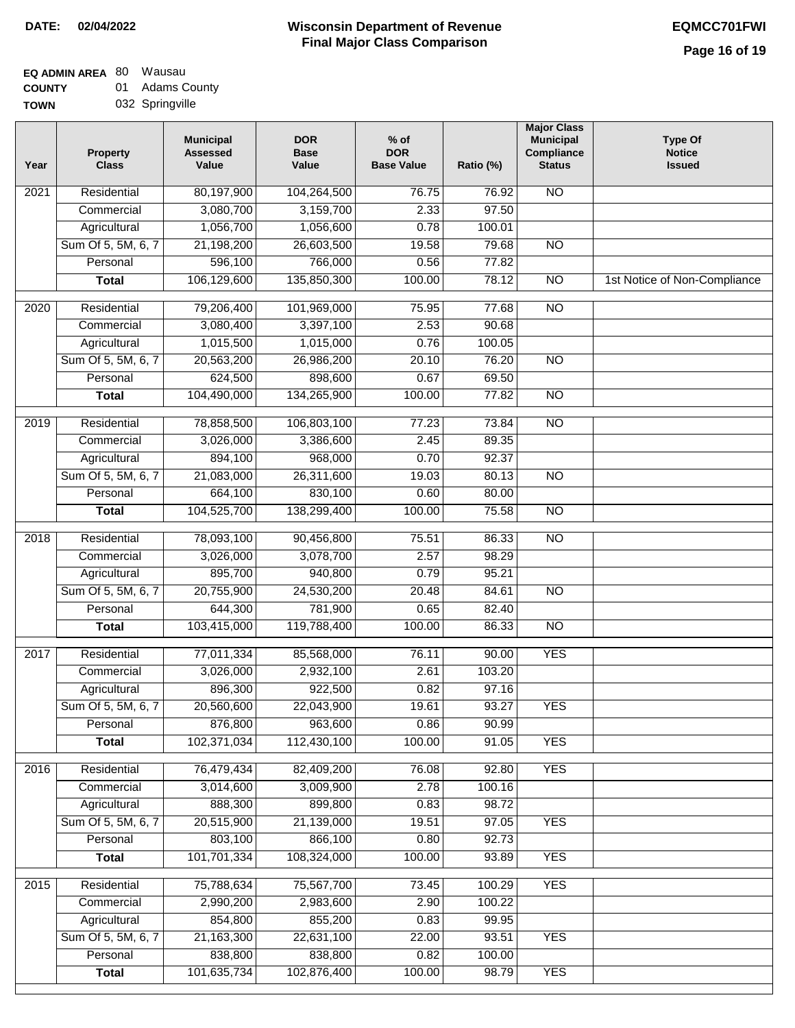**DATE: 02/04/2022**

# Wisconsin Department of Revenue
## Final Major Class Comparison

**EQMCC701FWI**

**EQ ADMIN AREA** 80 Wausau
**COUNTY** 01 Adams County
**TOWN** 032 Springville

| Year | Property Class | Municipal Assessed Value | DOR Base Value | % of DOR Base Value | Ratio (%) | Major Class Municipal Compliance Status | Type Of Notice Issued |
|---|---|---|---|---|---|---|---|
| 2021 | Residential | 80,197,900 | 104,264,500 | 76.75 | 76.92 | NO | |
| | Commercial | 3,080,700 | 3,159,700 | 2.33 | 97.50 | | |
| | Agricultural | 1,056,700 | 1,056,600 | 0.78 | 100.01 | | |
| | Sum Of 5, 5M, 6, 7 | 21,198,200 | 26,603,500 | 19.58 | 79.68 | NO | |
| | Personal | 596,100 | 766,000 | 0.56 | 77.82 | | |
| | **Total** | 106,129,600 | 135,850,300 | 100.00 | 78.12 | NO | 1st Notice of Non-Compliance |
| 2020 | Residential | 79,206,400 | 101,969,000 | 75.95 | 77.68 | NO | |
| | Commercial | 3,080,400 | 3,397,100 | 2.53 | 90.68 | | |
| | Agricultural | 1,015,500 | 1,015,000 | 0.76 | 100.05 | | |
| | Sum Of 5, 5M, 6, 7 | 20,563,200 | 26,986,200 | 20.10 | 76.20 | NO | |
| | Personal | 624,500 | 898,600 | 0.67 | 69.50 | | |
| | **Total** | 104,490,000 | 134,265,900 | 100.00 | 77.82 | NO | |
| 2019 | Residential | 78,858,500 | 106,803,100 | 77.23 | 73.84 | NO | |
| | Commercial | 3,026,000 | 3,386,600 | 2.45 | 89.35 | | |
| | Agricultural | 894,100 | 968,000 | 0.70 | 92.37 | | |
| | Sum Of 5, 5M, 6, 7 | 21,083,000 | 26,311,600 | 19.03 | 80.13 | NO | |
| | Personal | 664,100 | 830,100 | 0.60 | 80.00 | | |
| | **Total** | 104,525,700 | 138,299,400 | 100.00 | 75.58 | NO | |
| 2018 | Residential | 78,093,100 | 90,456,800 | 75.51 | 86.33 | NO | |
| | Commercial | 3,026,000 | 3,078,700 | 2.57 | 98.29 | | |
| | Agricultural | 895,700 | 940,800 | 0.79 | 95.21 | | |
| | Sum Of 5, 5M, 6, 7 | 20,755,900 | 24,530,200 | 20.48 | 84.61 | NO | |
| | Personal | 644,300 | 781,900 | 0.65 | 82.40 | | |
| | **Total** | 103,415,000 | 119,788,400 | 100.00 | 86.33 | NO | |
| 2017 | Residential | 77,011,334 | 85,568,000 | 76.11 | 90.00 | YES | |
| | Commercial | 3,026,000 | 2,932,100 | 2.61 | 103.20 | | |
| | Agricultural | 896,300 | 922,500 | 0.82 | 97.16 | | |
| | Sum Of 5, 5M, 6, 7 | 20,560,600 | 22,043,900 | 19.61 | 93.27 | YES | |
| | Personal | 876,800 | 963,600 | 0.86 | 90.99 | | |
| | **Total** | 102,371,034 | 112,430,100 | 100.00 | 91.05 | YES | |
| 2016 | Residential | 76,479,434 | 82,409,200 | 76.08 | 92.80 | YES | |
| | Commercial | 3,014,600 | 3,009,900 | 2.78 | 100.16 | | |
| | Agricultural | 888,300 | 899,800 | 0.83 | 98.72 | | |
| | Sum Of 5, 5M, 6, 7 | 20,515,900 | 21,139,000 | 19.51 | 97.05 | YES | |
| | Personal | 803,100 | 866,100 | 0.80 | 92.73 | | |
| | **Total** | 101,701,334 | 108,324,000 | 100.00 | 93.89 | YES | |
| 2015 | Residential | 75,788,634 | 75,567,700 | 73.45 | 100.29 | YES | |
| | Commercial | 2,990,200 | 2,983,600 | 2.90 | 100.22 | | |
| | Agricultural | 854,800 | 855,200 | 0.83 | 99.95 | | |
| | Sum Of 5, 5M, 6, 7 | 21,163,300 | 22,631,100 | 22.00 | 93.51 | YES | |
| | Personal | 838,800 | 838,800 | 0.82 | 100.00 | | |
| | **Total** | 101,635,734 | 102,876,400 | 100.00 | 98.79 | YES | |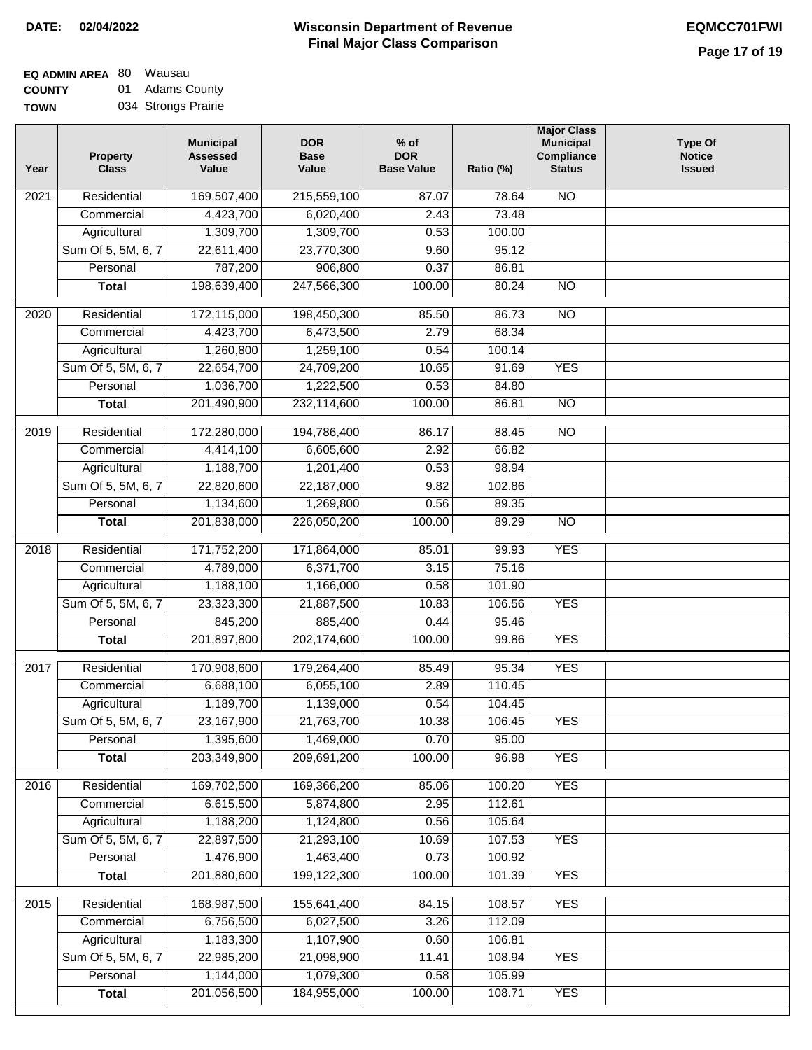**DATE:** 02/04/2022

# Wisconsin Department of Revenue
## Final Major Class Comparison

**EQMCC701FWI**

**EQ ADMIN AREA** 80 Wausau
**COUNTY** 01 Adams County
**TOWN** 034 Strongs Prairie

| Year | Property Class | Municipal Assessed Value | DOR Base Value | % of DOR Base Value | Ratio (%) | Major Class Municipal Compliance Status | Type Of Notice Issued |
|---|---|---|---|---|---|---|---|
| 2021 | Residential | 169,507,400 | 215,559,100 | 87.07 | 78.64 | NO | |
| | Commercial | 4,423,700 | 6,020,400 | 2.43 | 73.48 | | |
| | Agricultural | 1,309,700 | 1,309,700 | 0.53 | 100.00 | | |
| | Sum Of 5, 5M, 6, 7 | 22,611,400 | 23,770,300 | 9.60 | 95.12 | | |
| | Personal | 787,200 | 906,800 | 0.37 | 86.81 | | |
| | **Total** | 198,639,400 | 247,566,300 | 100.00 | 80.24 | NO | |
| 2020 | Residential | 172,115,000 | 198,450,300 | 85.50 | 86.73 | NO | |
| | Commercial | 4,423,700 | 6,473,500 | 2.79 | 68.34 | | |
| | Agricultural | 1,260,800 | 1,259,100 | 0.54 | 100.14 | | |
| | Sum Of 5, 5M, 6, 7 | 22,654,700 | 24,709,200 | 10.65 | 91.69 | YES | |
| | Personal | 1,036,700 | 1,222,500 | 0.53 | 84.80 | | |
| | **Total** | 201,490,900 | 232,114,600 | 100.00 | 86.81 | NO | |
| 2019 | Residential | 172,280,000 | 194,786,400 | 86.17 | 88.45 | NO | |
| | Commercial | 4,414,100 | 6,605,600 | 2.92 | 66.82 | | |
| | Agricultural | 1,188,700 | 1,201,400 | 0.53 | 98.94 | | |
| | Sum Of 5, 5M, 6, 7 | 22,820,600 | 22,187,000 | 9.82 | 102.86 | | |
| | Personal | 1,134,600 | 1,269,800 | 0.56 | 89.35 | | |
| | **Total** | 201,838,000 | 226,050,200 | 100.00 | 89.29 | NO | |
| 2018 | Residential | 171,752,200 | 171,864,000 | 85.01 | 99.93 | YES | |
| | Commercial | 4,789,000 | 6,371,700 | 3.15 | 75.16 | | |
| | Agricultural | 1,188,100 | 1,166,000 | 0.58 | 101.90 | | |
| | Sum Of 5, 5M, 6, 7 | 23,323,300 | 21,887,500 | 10.83 | 106.56 | YES | |
| | Personal | 845,200 | 885,400 | 0.44 | 95.46 | | |
| | **Total** | 201,897,800 | 202,174,600 | 100.00 | 99.86 | YES | |
| 2017 | Residential | 170,908,600 | 179,264,400 | 85.49 | 95.34 | YES | |
| | Commercial | 6,688,100 | 6,055,100 | 2.89 | 110.45 | | |
| | Agricultural | 1,189,700 | 1,139,000 | 0.54 | 104.45 | | |
| | Sum Of 5, 5M, 6, 7 | 23,167,900 | 21,763,700 | 10.38 | 106.45 | YES | |
| | Personal | 1,395,600 | 1,469,000 | 0.70 | 95.00 | | |
| | **Total** | 203,349,900 | 209,691,200 | 100.00 | 96.98 | YES | |
| 2016 | Residential | 169,702,500 | 169,366,200 | 85.06 | 100.20 | YES | |
| | Commercial | 6,615,500 | 5,874,800 | 2.95 | 112.61 | | |
| | Agricultural | 1,188,200 | 1,124,800 | 0.56 | 105.64 | | |
| | Sum Of 5, 5M, 6, 7 | 22,897,500 | 21,293,100 | 10.69 | 107.53 | YES | |
| | Personal | 1,476,900 | 1,463,400 | 0.73 | 100.92 | | |
| | **Total** | 201,880,600 | 199,122,300 | 100.00 | 101.39 | YES | |
| 2015 | Residential | 168,987,500 | 155,641,400 | 84.15 | 108.57 | YES | |
| | Commercial | 6,756,500 | 6,027,500 | 3.26 | 112.09 | | |
| | Agricultural | 1,183,300 | 1,107,900 | 0.60 | 106.81 | | |
| | Sum Of 5, 5M, 6, 7 | 22,985,200 | 21,098,900 | 11.41 | 108.94 | YES | |
| | Personal | 1,144,000 | 1,079,300 | 0.58 | 105.99 | | |
| | **Total** | 201,056,500 | 184,955,000 | 100.00 | 108.71 | YES | |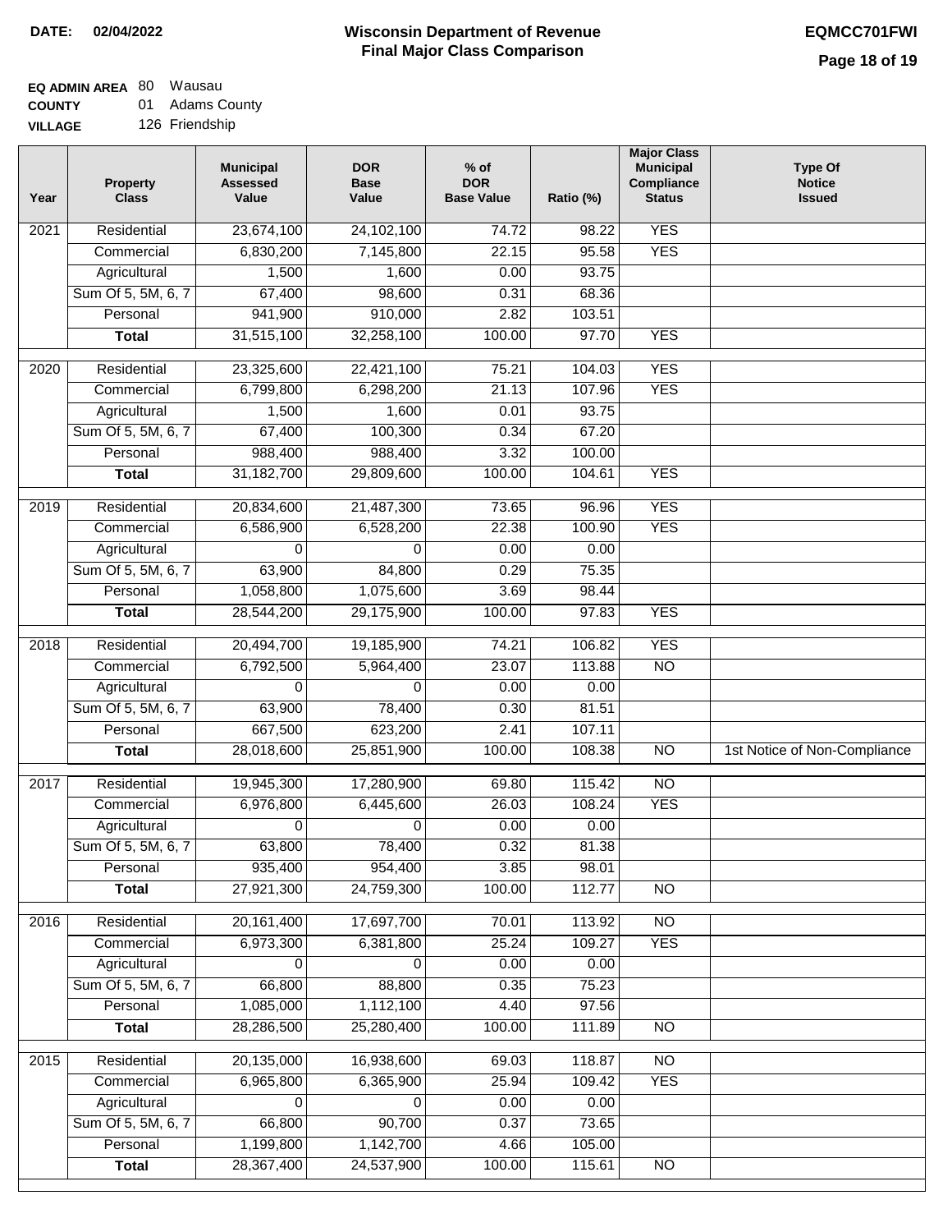**DATE:** 02/04/2022

# Wisconsin Department of Revenue
## Final Major Class Comparison

**EQMCC701FWI**

**EQ ADMIN AREA** 80 Wausau
**COUNTY** 01 Adams County
**VILLAGE** 126 Friendship

| Year | Property Class | Municipal Assessed Value | DOR Base Value | % of DOR Base Value | Ratio (%) | Major Class Municipal Compliance Status | Type Of Notice Issued |
|---|---|---|---|---|---|---|---|
| 2021 | Residential | 23,674,100 | 24,102,100 | 74.72 | 98.22 | YES | |
| | Commercial | 6,830,200 | 7,145,800 | 22.15 | 95.58 | YES | |
| | Agricultural | 1,500 | 1,600 | 0.00 | 93.75 | | |
| | Sum Of 5, 5M, 6, 7 | 67,400 | 98,600 | 0.31 | 68.36 | | |
| | Personal | 941,900 | 910,000 | 2.82 | 103.51 | | |
| | **Total** | 31,515,100 | 32,258,100 | 100.00 | 97.70 | YES | |
| 2020 | Residential | 23,325,600 | 22,421,100 | 75.21 | 104.03 | YES | |
| | Commercial | 6,799,800 | 6,298,200 | 21.13 | 107.96 | YES | |
| | Agricultural | 1,500 | 1,600 | 0.01 | 93.75 | | |
| | Sum Of 5, 5M, 6, 7 | 67,400 | 100,300 | 0.34 | 67.20 | | |
| | Personal | 988,400 | 988,400 | 3.32 | 100.00 | | |
| | **Total** | 31,182,700 | 29,809,600 | 100.00 | 104.61 | YES | |
| 2019 | Residential | 20,834,600 | 21,487,300 | 73.65 | 96.96 | YES | |
| | Commercial | 6,586,900 | 6,528,200 | 22.38 | 100.90 | YES | |
| | Agricultural | 0 | 0 | 0.00 | 0.00 | | |
| | Sum Of 5, 5M, 6, 7 | 63,900 | 84,800 | 0.29 | 75.35 | | |
| | Personal | 1,058,800 | 1,075,600 | 3.69 | 98.44 | | |
| | **Total** | 28,544,200 | 29,175,900 | 100.00 | 97.83 | YES | |
| 2018 | Residential | 20,494,700 | 19,185,900 | 74.21 | 106.82 | YES | |
| | Commercial | 6,792,500 | 5,964,400 | 23.07 | 113.88 | NO | |
| | Agricultural | 0 | 0 | 0.00 | 0.00 | | |
| | Sum Of 5, 5M, 6, 7 | 63,900 | 78,400 | 0.30 | 81.51 | | |
| | Personal | 667,500 | 623,200 | 2.41 | 107.11 | | |
| | **Total** | 28,018,600 | 25,851,900 | 100.00 | 108.38 | NO | 1st Notice of Non-Compliance |
| 2017 | Residential | 19,945,300 | 17,280,900 | 69.80 | 115.42 | NO | |
| | Commercial | 6,976,800 | 6,445,600 | 26.03 | 108.24 | YES | |
| | Agricultural | 0 | 0 | 0.00 | 0.00 | | |
| | Sum Of 5, 5M, 6, 7 | 63,800 | 78,400 | 0.32 | 81.38 | | |
| | Personal | 935,400 | 954,400 | 3.85 | 98.01 | | |
| | **Total** | 27,921,300 | 24,759,300 | 100.00 | 112.77 | NO | |
| 2016 | Residential | 20,161,400 | 17,697,700 | 70.01 | 113.92 | NO | |
| | Commercial | 6,973,300 | 6,381,800 | 25.24 | 109.27 | YES | |
| | Agricultural | 0 | 0 | 0.00 | 0.00 | | |
| | Sum Of 5, 5M, 6, 7 | 66,800 | 88,800 | 0.35 | 75.23 | | |
| | Personal | 1,085,000 | 1,112,100 | 4.40 | 97.56 | | |
| | **Total** | 28,286,500 | 25,280,400 | 100.00 | 111.89 | NO | |
| 2015 | Residential | 20,135,000 | 16,938,600 | 69.03 | 118.87 | NO | |
| | Commercial | 6,965,800 | 6,365,900 | 25.94 | 109.42 | YES | |
| | Agricultural | 0 | 0 | 0.00 | 0.00 | | |
| | Sum Of 5, 5M, 6, 7 | 66,800 | 90,700 | 0.37 | 73.65 | | |
| | Personal | 1,199,800 | 1,142,700 | 4.66 | 105.00 | | |
| | **Total** | 28,367,400 | 24,537,900 | 100.00 | 115.61 | NO | |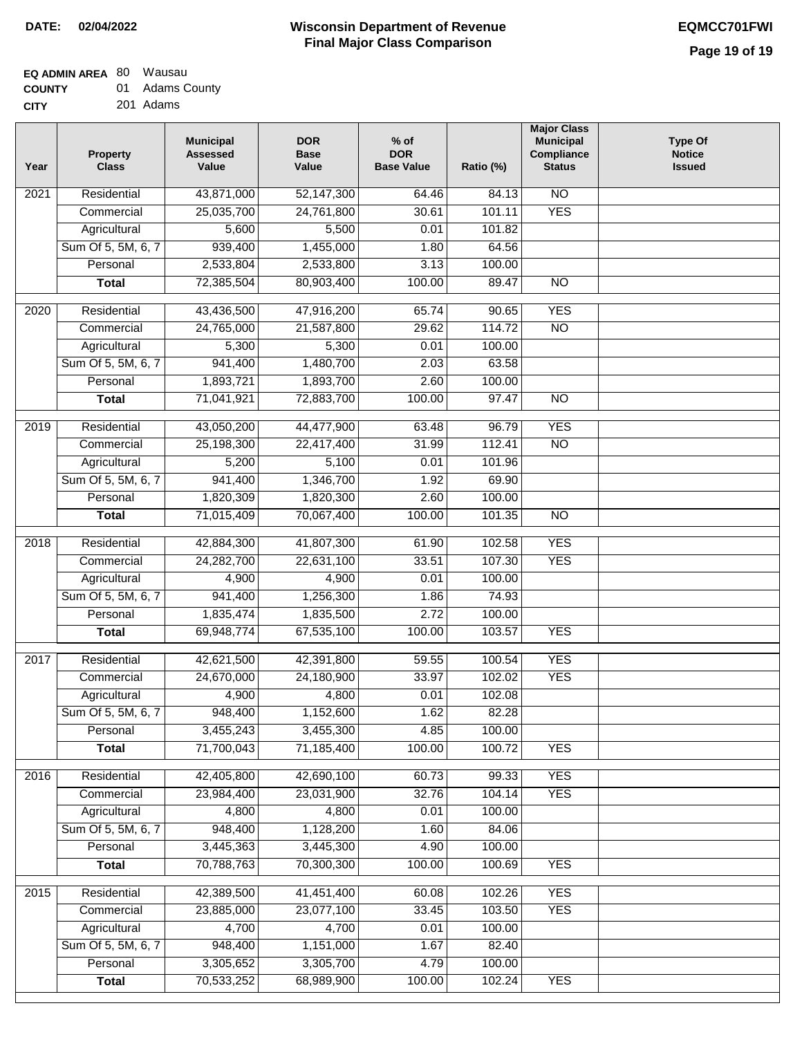**DATE:** 02/04/2022

# Wisconsin Department of Revenue
## Final Major Class Comparison

**EQMCC701FWI**

**EQ ADMIN AREA** 80 Wausau
**COUNTY** 01 Adams County
**CITY** 201 Adams

| Year | Property Class | Municipal Assessed Value | DOR Base Value | % of DOR Base Value | Ratio (%) | Major Class Municipal Compliance Status | Type Of Notice Issued |
|---|---|---|---|---|---|---|---|
| 2021 | Residential | 43,871,000 | 52,147,300 | 64.46 | 84.13 | NO | |
| | Commercial | 25,035,700 | 24,761,800 | 30.61 | 101.11 | YES | |
| | Agricultural | 5,600 | 5,500 | 0.01 | 101.82 | | |
| | Sum Of 5, 5M, 6, 7 | 939,400 | 1,455,000 | 1.80 | 64.56 | | |
| | Personal | 2,533,804 | 2,533,800 | 3.13 | 100.00 | | |
| | **Total** | 72,385,504 | 80,903,400 | 100.00 | 89.47 | NO | |
| 2020 | Residential | 43,436,500 | 47,916,200 | 65.74 | 90.65 | YES | |
| | Commercial | 24,765,000 | 21,587,800 | 29.62 | 114.72 | NO | |
| | Agricultural | 5,300 | 5,300 | 0.01 | 100.00 | | |
| | Sum Of 5, 5M, 6, 7 | 941,400 | 1,480,700 | 2.03 | 63.58 | | |
| | Personal | 1,893,721 | 1,893,700 | 2.60 | 100.00 | | |
| | **Total** | 71,041,921 | 72,883,700 | 100.00 | 97.47 | NO | |
| 2019 | Residential | 43,050,200 | 44,477,900 | 63.48 | 96.79 | YES | |
| | Commercial | 25,198,300 | 22,417,400 | 31.99 | 112.41 | NO | |
| | Agricultural | 5,200 | 5,100 | 0.01 | 101.96 | | |
| | Sum Of 5, 5M, 6, 7 | 941,400 | 1,346,700 | 1.92 | 69.90 | | |
| | Personal | 1,820,309 | 1,820,300 | 2.60 | 100.00 | | |
| | **Total** | 71,015,409 | 70,067,400 | 100.00 | 101.35 | NO | |
| 2018 | Residential | 42,884,300 | 41,807,300 | 61.90 | 102.58 | YES | |
| | Commercial | 24,282,700 | 22,631,100 | 33.51 | 107.30 | YES | |
| | Agricultural | 4,900 | 4,900 | 0.01 | 100.00 | | |
| | Sum Of 5, 5M, 6, 7 | 941,400 | 1,256,300 | 1.86 | 74.93 | | |
| | Personal | 1,835,474 | 1,835,500 | 2.72 | 100.00 | | |
| | **Total** | 69,948,774 | 67,535,100 | 100.00 | 103.57 | YES | |
| 2017 | Residential | 42,621,500 | 42,391,800 | 59.55 | 100.54 | YES | |
| | Commercial | 24,670,000 | 24,180,900 | 33.97 | 102.02 | YES | |
| | Agricultural | 4,900 | 4,800 | 0.01 | 102.08 | | |
| | Sum Of 5, 5M, 6, 7 | 948,400 | 1,152,600 | 1.62 | 82.28 | | |
| | Personal | 3,455,243 | 3,455,300 | 4.85 | 100.00 | | |
| | **Total** | 71,700,043 | 71,185,400 | 100.00 | 100.72 | YES | |
| 2016 | Residential | 42,405,800 | 42,690,100 | 60.73 | 99.33 | YES | |
| | Commercial | 23,984,400 | 23,031,900 | 32.76 | 104.14 | YES | |
| | Agricultural | 4,800 | 4,800 | 0.01 | 100.00 | | |
| | Sum Of 5, 5M, 6, 7 | 948,400 | 1,128,200 | 1.60 | 84.06 | | |
| | Personal | 3,445,363 | 3,445,300 | 4.90 | 100.00 | | |
| | **Total** | 70,788,763 | 70,300,300 | 100.00 | 100.69 | YES | |
| 2015 | Residential | 42,389,500 | 41,451,400 | 60.08 | 102.26 | YES | |
| | Commercial | 23,885,000 | 23,077,100 | 33.45 | 103.50 | YES | |
| | Agricultural | 4,700 | 4,700 | 0.01 | 100.00 | | |
| | Sum Of 5, 5M, 6, 7 | 948,400 | 1,151,000 | 1.67 | 82.40 | | |
| | Personal | 3,305,652 | 3,305,700 | 4.79 | 100.00 | | |
| | **Total** | 70,533,252 | 68,989,900 | 100.00 | 102.24 | YES | |